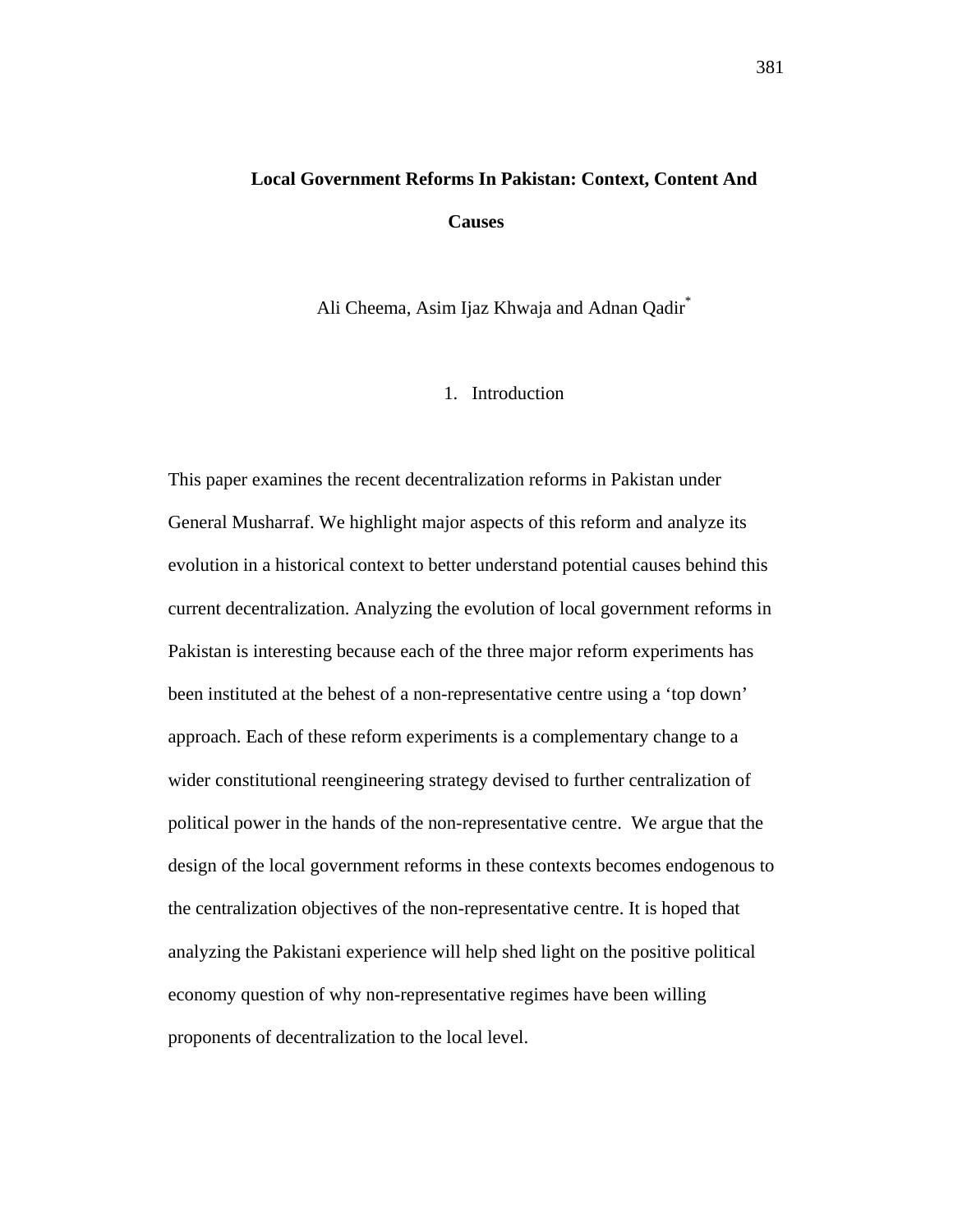# Local Government Reforms In Pakistan: Context, Content And Causes

Ali Cheema, Asim Ijaz Khwaja and Adnan Qadir[*]

## 1. Introduction

This paper examines the recent decentralization reforms in Pakistan under General Musharraf. We highlight major aspects of this reform and analyze its evolution in a historical context to better understand potential causes behind this current decentralization. Analyzing the evolution of local government reforms in Pakistan is interesting because each of the three major reform experiments has been instituted at the behest of a non-representative centre using a 'top down' approach. Each of these reform experiments is a complementary change to a wider constitutional reengineering strategy devised to further centralization of political power in the hands of the non-representative centre. We argue that the design of the local government reforms in these contexts becomes endogenous to the centralization objectives of the non-representative centre. It is hoped that analyzing the Pakistani experience will help shed light on the positive political economy question of why non-representative regimes have been willing proponents of decentralization to the local level.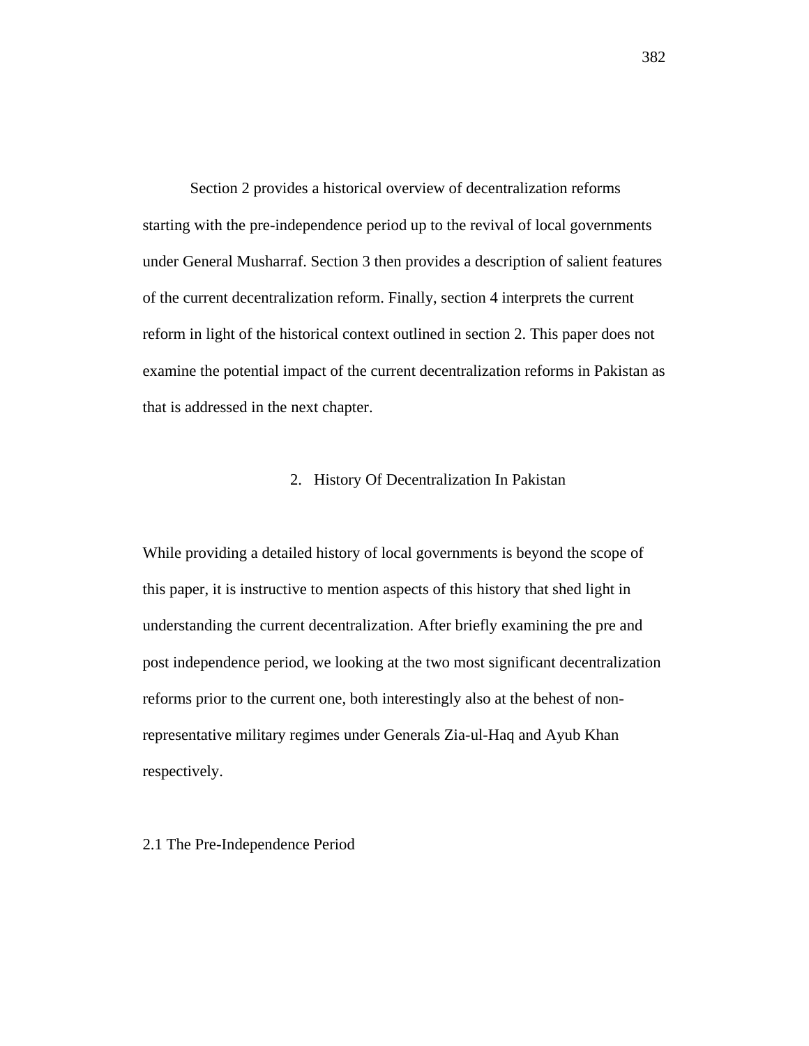Section 2 provides a historical overview of decentralization reforms starting with the pre-independence period up to the revival of local governments under General Musharraf. Section 3 then provides a description of salient features of the current decentralization reform. Finally, section 4 interprets the current reform in light of the historical context outlined in section 2. This paper does not examine the potential impact of the current decentralization reforms in Pakistan as that is addressed in the next chapter.

## 2. History Of Decentralization In Pakistan

While providing a detailed history of local governments is beyond the scope of this paper, it is instructive to mention aspects of this history that shed light in understanding the current decentralization. After briefly examining the pre and post independence period, we looking at the two most significant decentralization reforms prior to the current one, both interestingly also at the behest of non-representative military regimes under Generals Zia-ul-Haq and Ayub Khan respectively.

### 2.1 The Pre-Independence Period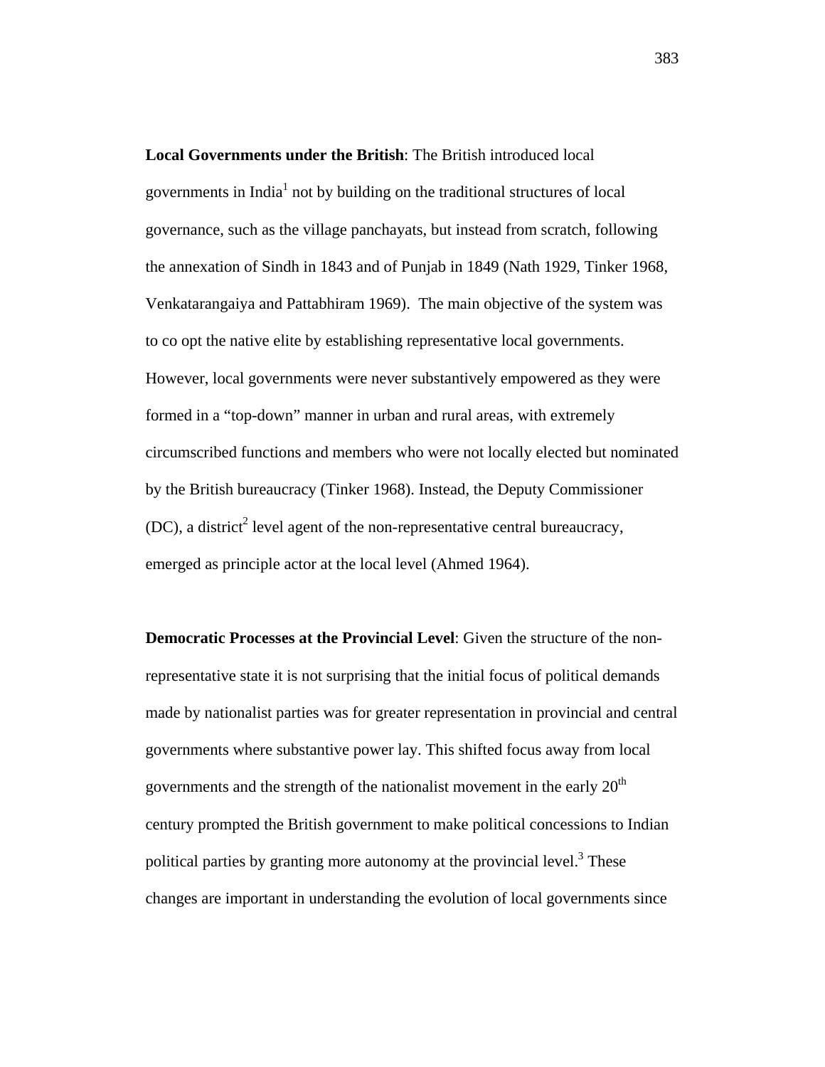**Local Governments under the British**: The British introduced local governments in India[1] not by building on the traditional structures of local governance, such as the village panchayats, but instead from scratch, following the annexation of Sindh in 1843 and of Punjab in 1849 (Nath 1929, Tinker 1968, Venkatarangaiya and Pattabhiram 1969). The main objective of the system was to co opt the native elite by establishing representative local governments. However, local governments were never substantively empowered as they were formed in a "top-down" manner in urban and rural areas, with extremely circumscribed functions and members who were not locally elected but nominated by the British bureaucracy (Tinker 1968). Instead, the Deputy Commissioner (DC), a district[2] level agent of the non-representative central bureaucracy, emerged as principle actor at the local level (Ahmed 1964).

**Democratic Processes at the Provincial Level**: Given the structure of the non-representative state it is not surprising that the initial focus of political demands made by nationalist parties was for greater representation in provincial and central governments where substantive power lay. This shifted focus away from local governments and the strength of the nationalist movement in the early 20th century prompted the British government to make political concessions to Indian political parties by granting more autonomy at the provincial level.[3] These changes are important in understanding the evolution of local governments since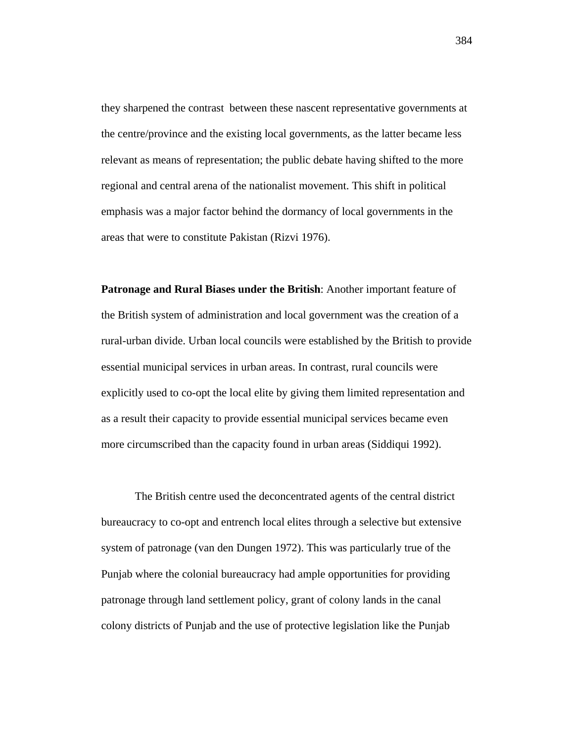they sharpened the contrast between these nascent representative governments at the centre/province and the existing local governments, as the latter became less relevant as means of representation; the public debate having shifted to the more regional and central arena of the nationalist movement. This shift in political emphasis was a major factor behind the dormancy of local governments in the areas that were to constitute Pakistan (Rizvi 1976).

**Patronage and Rural Biases under the British**: Another important feature of the British system of administration and local government was the creation of a rural-urban divide. Urban local councils were established by the British to provide essential municipal services in urban areas. In contrast, rural councils were explicitly used to co-opt the local elite by giving them limited representation and as a result their capacity to provide essential municipal services became even more circumscribed than the capacity found in urban areas (Siddiqui 1992).

The British centre used the deconcentrated agents of the central district bureaucracy to co-opt and entrench local elites through a selective but extensive system of patronage (van den Dungen 1972). This was particularly true of the Punjab where the colonial bureaucracy had ample opportunities for providing patronage through land settlement policy, grant of colony lands in the canal colony districts of Punjab and the use of protective legislation like the Punjab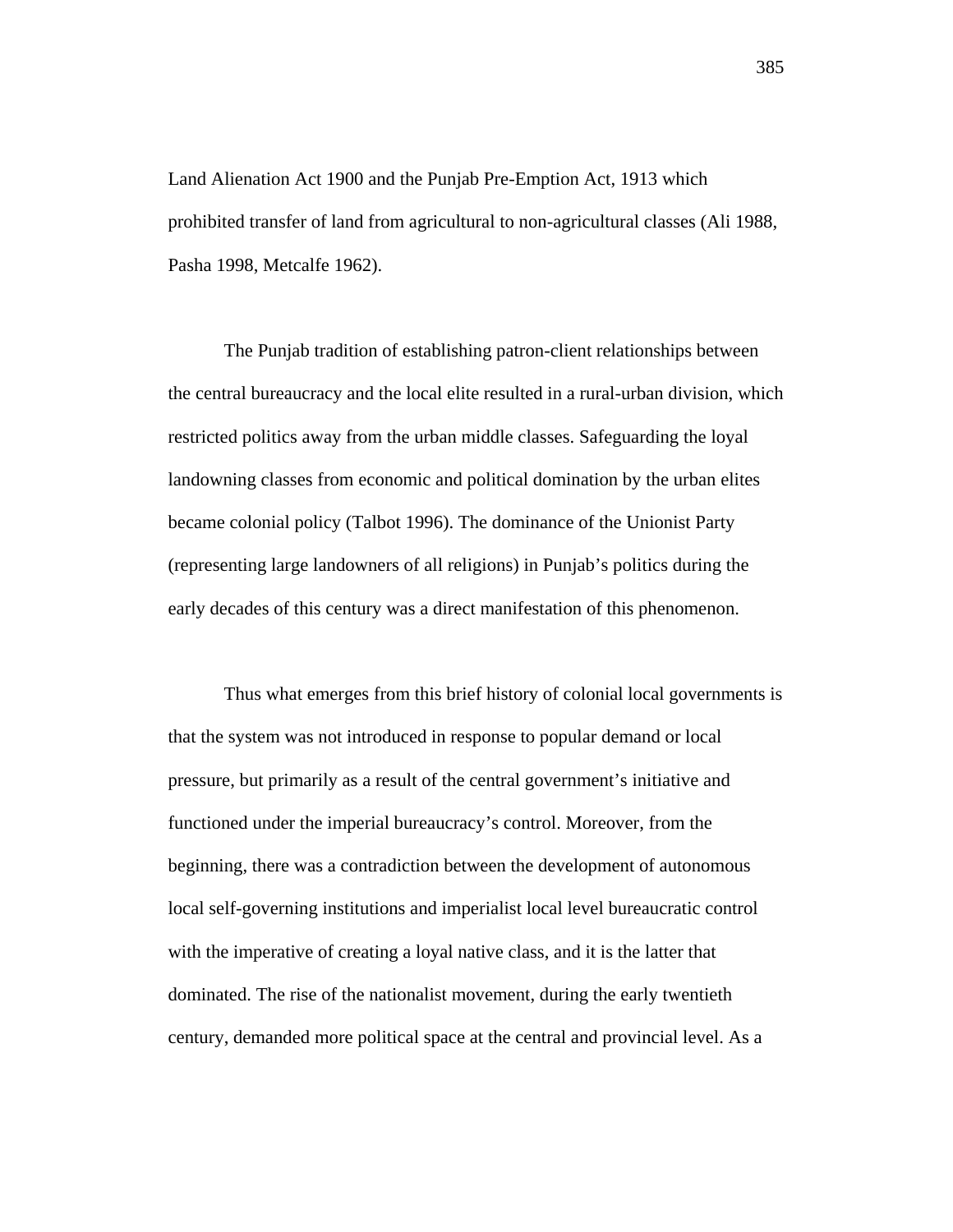Land Alienation Act 1900 and the Punjab Pre-Emption Act, 1913 which prohibited transfer of land from agricultural to non-agricultural classes (Ali 1988, Pasha 1998, Metcalfe 1962).

The Punjab tradition of establishing patron-client relationships between the central bureaucracy and the local elite resulted in a rural-urban division, which restricted politics away from the urban middle classes. Safeguarding the loyal landowning classes from economic and political domination by the urban elites became colonial policy (Talbot 1996). The dominance of the Unionist Party (representing large landowners of all religions) in Punjab's politics during the early decades of this century was a direct manifestation of this phenomenon.

Thus what emerges from this brief history of colonial local governments is that the system was not introduced in response to popular demand or local pressure, but primarily as a result of the central government's initiative and functioned under the imperial bureaucracy's control. Moreover, from the beginning, there was a contradiction between the development of autonomous local self-governing institutions and imperialist local level bureaucratic control with the imperative of creating a loyal native class, and it is the latter that dominated. The rise of the nationalist movement, during the early twentieth century, demanded more political space at the central and provincial level. As a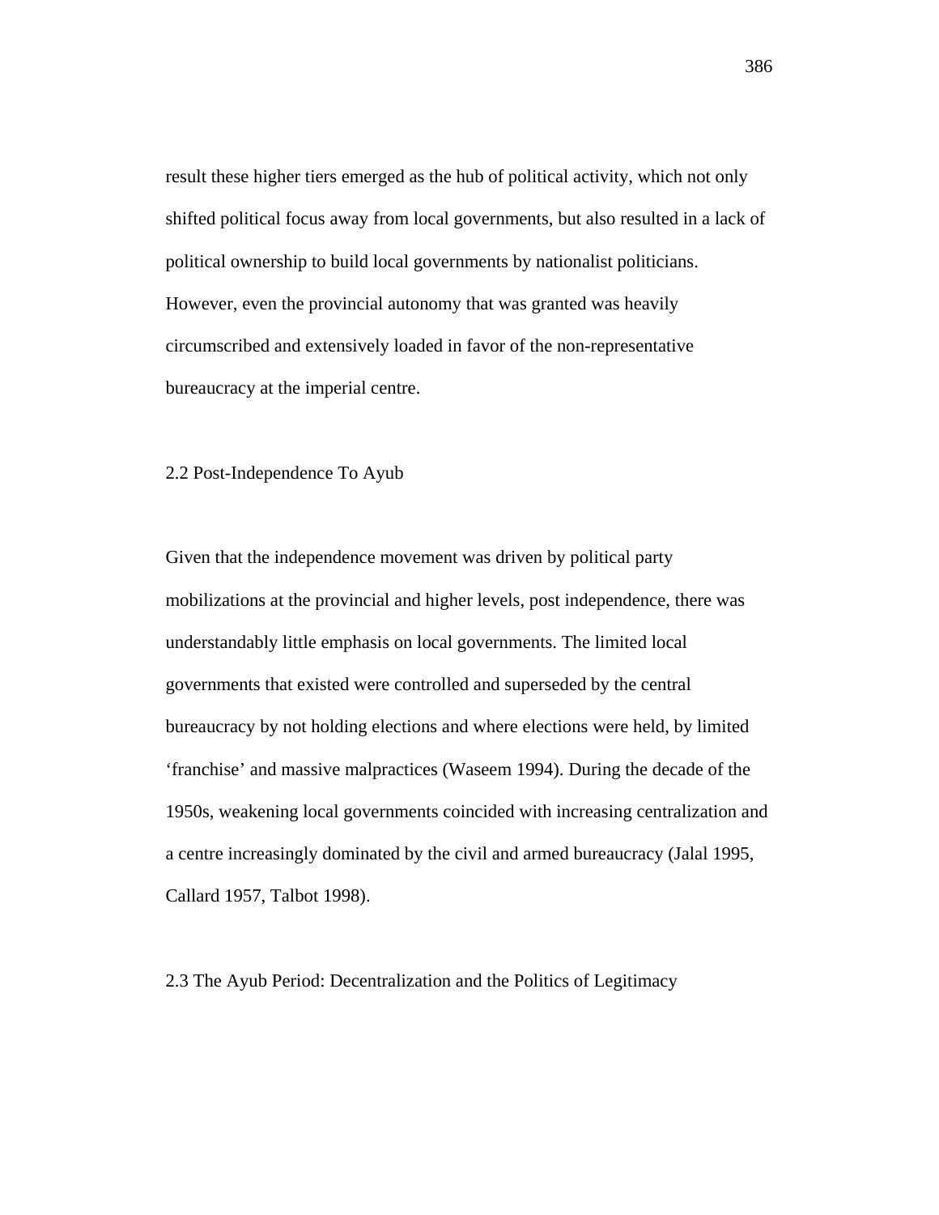result these higher tiers emerged as the hub of political activity, which not only shifted political focus away from local governments, but also resulted in a lack of political ownership to build local governments by nationalist politicians. However, even the provincial autonomy that was granted was heavily circumscribed and extensively loaded in favor of the non-representative bureaucracy at the imperial centre.

## 2.2 Post-Independence To Ayub

Given that the independence movement was driven by political party mobilizations at the provincial and higher levels, post independence, there was understandably little emphasis on local governments. The limited local governments that existed were controlled and superseded by the central bureaucracy by not holding elections and where elections were held, by limited 'franchise' and massive malpractices (Waseem 1994). During the decade of the 1950s, weakening local governments coincided with increasing centralization and a centre increasingly dominated by the civil and armed bureaucracy (Jalal 1995, Callard 1957, Talbot 1998).

## 2.3 The Ayub Period: Decentralization and the Politics of Legitimacy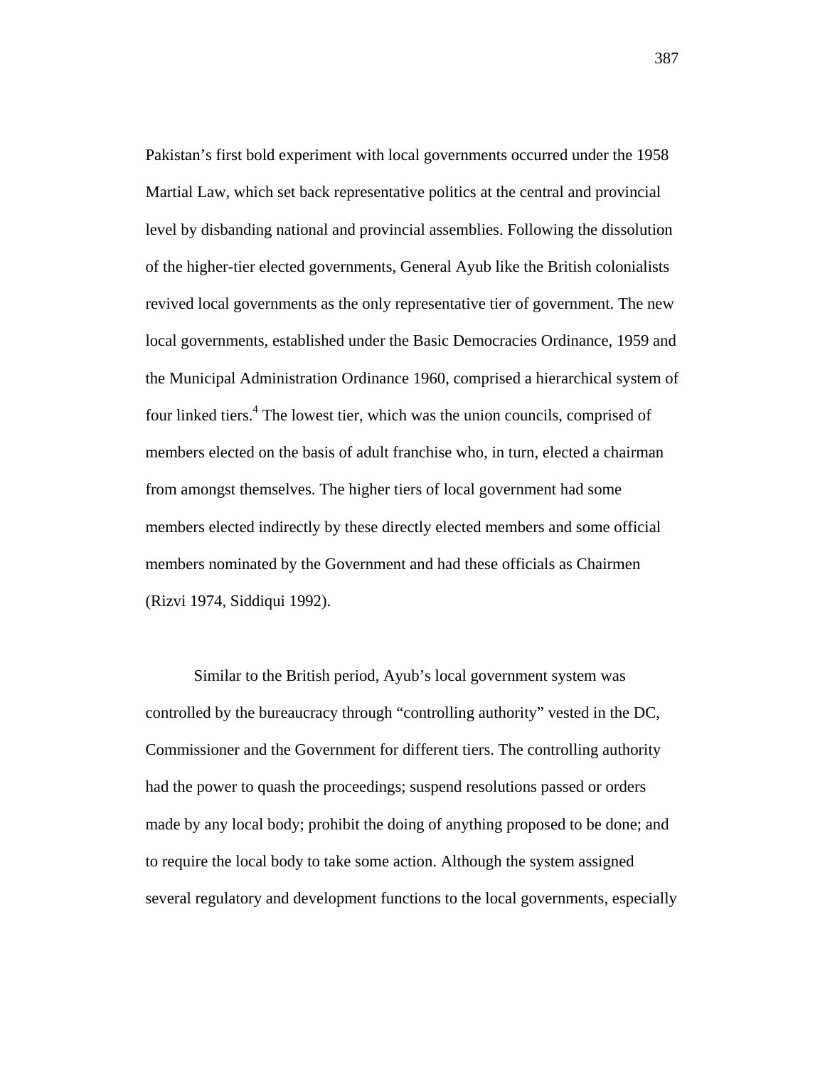Pakistan's first bold experiment with local governments occurred under the 1958 Martial Law, which set back representative politics at the central and provincial level by disbanding national and provincial assemblies. Following the dissolution of the higher-tier elected governments, General Ayub like the British colonialists revived local governments as the only representative tier of government. The new local governments, established under the Basic Democracies Ordinance, 1959 and the Municipal Administration Ordinance 1960, comprised a hierarchical system of four linked tiers.[4] The lowest tier, which was the union councils, comprised of members elected on the basis of adult franchise who, in turn, elected a chairman from amongst themselves. The higher tiers of local government had some members elected indirectly by these directly elected members and some official members nominated by the Government and had these officials as Chairmen (Rizvi 1974, Siddiqui 1992).

Similar to the British period, Ayub's local government system was controlled by the bureaucracy through "controlling authority" vested in the DC, Commissioner and the Government for different tiers. The controlling authority had the power to quash the proceedings; suspend resolutions passed or orders made by any local body; prohibit the doing of anything proposed to be done; and to require the local body to take some action. Although the system assigned several regulatory and development functions to the local governments, especially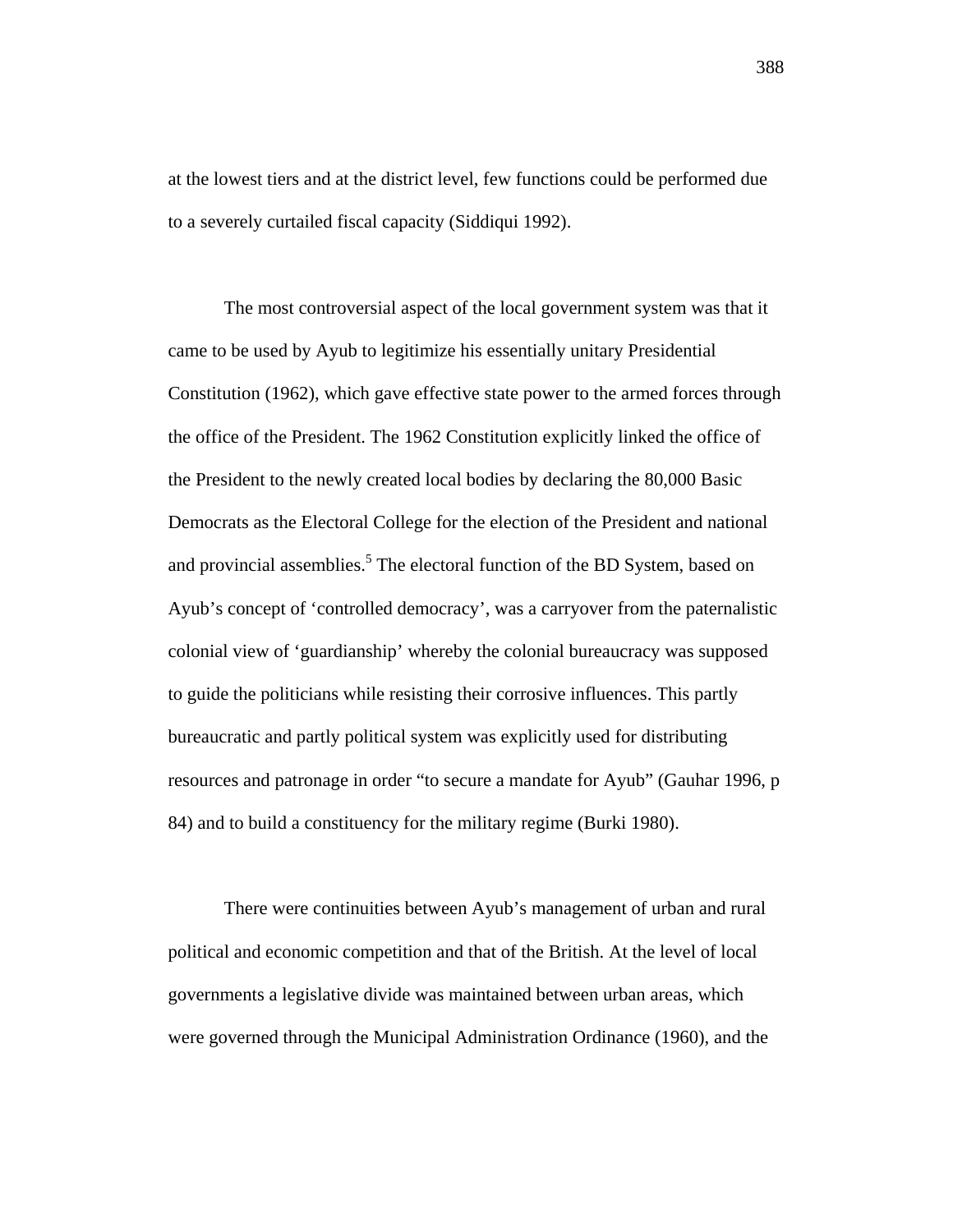at the lowest tiers and at the district level, few functions could be performed due to a severely curtailed fiscal capacity (Siddiqui 1992).

The most controversial aspect of the local government system was that it came to be used by Ayub to legitimize his essentially unitary Presidential Constitution (1962), which gave effective state power to the armed forces through the office of the President. The 1962 Constitution explicitly linked the office of the President to the newly created local bodies by declaring the 80,000 Basic Democrats as the Electoral College for the election of the President and national and provincial assemblies.[5] The electoral function of the BD System, based on Ayub's concept of 'controlled democracy', was a carryover from the paternalistic colonial view of 'guardianship' whereby the colonial bureaucracy was supposed to guide the politicians while resisting their corrosive influences. This partly bureaucratic and partly political system was explicitly used for distributing resources and patronage in order "to secure a mandate for Ayub" (Gauhar 1996, p 84) and to build a constituency for the military regime (Burki 1980).

There were continuities between Ayub's management of urban and rural political and economic competition and that of the British. At the level of local governments a legislative divide was maintained between urban areas, which were governed through the Municipal Administration Ordinance (1960), and the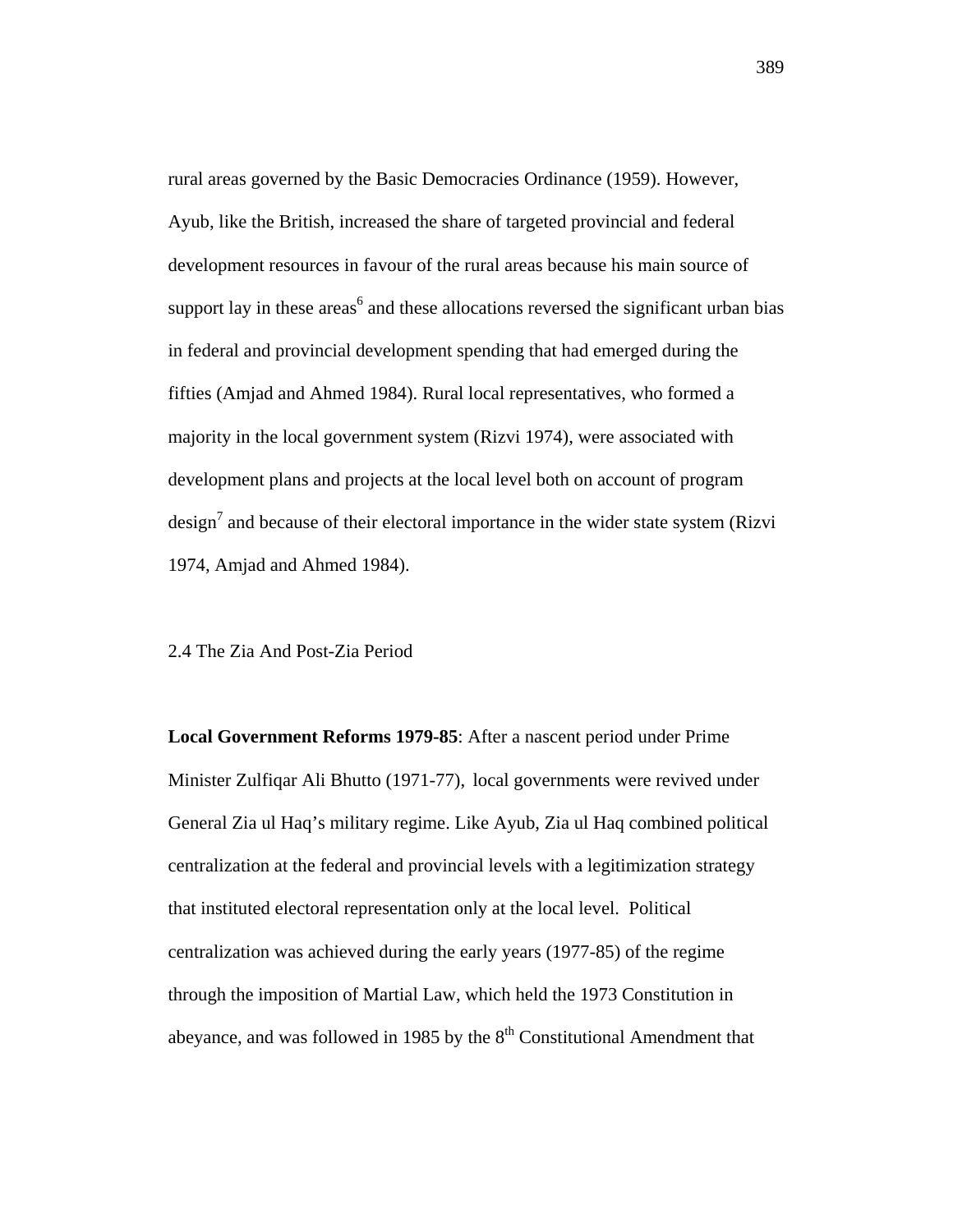rural areas governed by the Basic Democracies Ordinance (1959). However, Ayub, like the British, increased the share of targeted provincial and federal development resources in favour of the rural areas because his main source of support lay in these areas[6] and these allocations reversed the significant urban bias in federal and provincial development spending that had emerged during the fifties (Amjad and Ahmed 1984). Rural local representatives, who formed a majority in the local government system (Rizvi 1974), were associated with development plans and projects at the local level both on account of program design[7] and because of their electoral importance in the wider state system (Rizvi 1974, Amjad and Ahmed 1984).

## 2.4 The Zia And Post-Zia Period

**Local Government Reforms 1979-85**: After a nascent period under Prime Minister Zulfiqar Ali Bhutto (1971-77), local governments were revived under General Zia ul Haq's military regime. Like Ayub, Zia ul Haq combined political centralization at the federal and provincial levels with a legitimization strategy that instituted electoral representation only at the local level. Political centralization was achieved during the early years (1977-85) of the regime through the imposition of Martial Law, which held the 1973 Constitution in abeyance, and was followed in 1985 by the 8th Constitutional Amendment that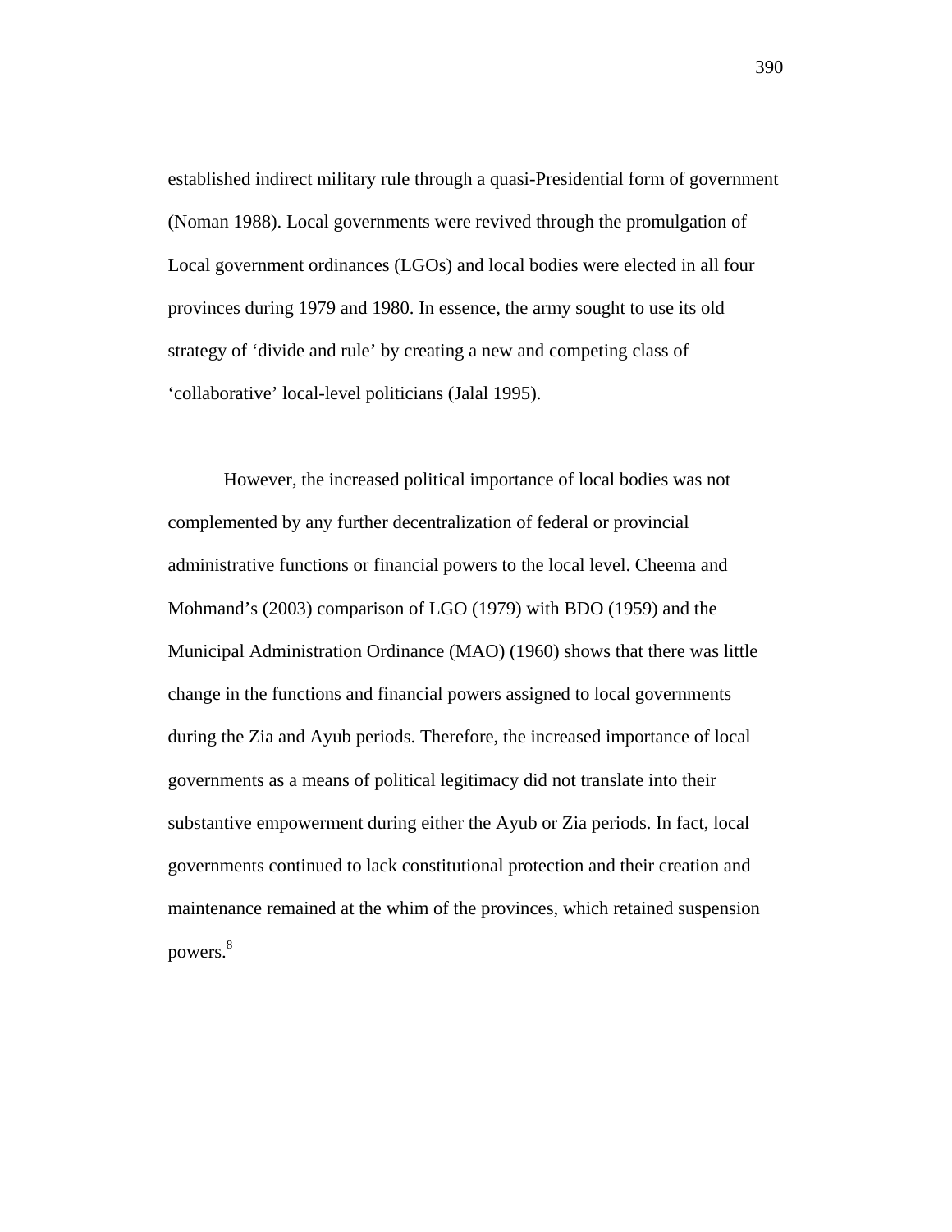established indirect military rule through a quasi-Presidential form of government (Noman 1988). Local governments were revived through the promulgation of Local government ordinances (LGOs) and local bodies were elected in all four provinces during 1979 and 1980. In essence, the army sought to use its old strategy of 'divide and rule' by creating a new and competing class of 'collaborative' local-level politicians (Jalal 1995).

However, the increased political importance of local bodies was not complemented by any further decentralization of federal or provincial administrative functions or financial powers to the local level. Cheema and Mohmand's (2003) comparison of LGO (1979) with BDO (1959) and the Municipal Administration Ordinance (MAO) (1960) shows that there was little change in the functions and financial powers assigned to local governments during the Zia and Ayub periods. Therefore, the increased importance of local governments as a means of political legitimacy did not translate into their substantive empowerment during either the Ayub or Zia periods. In fact, local governments continued to lack constitutional protection and their creation and maintenance remained at the whim of the provinces, which retained suspension powers.[8]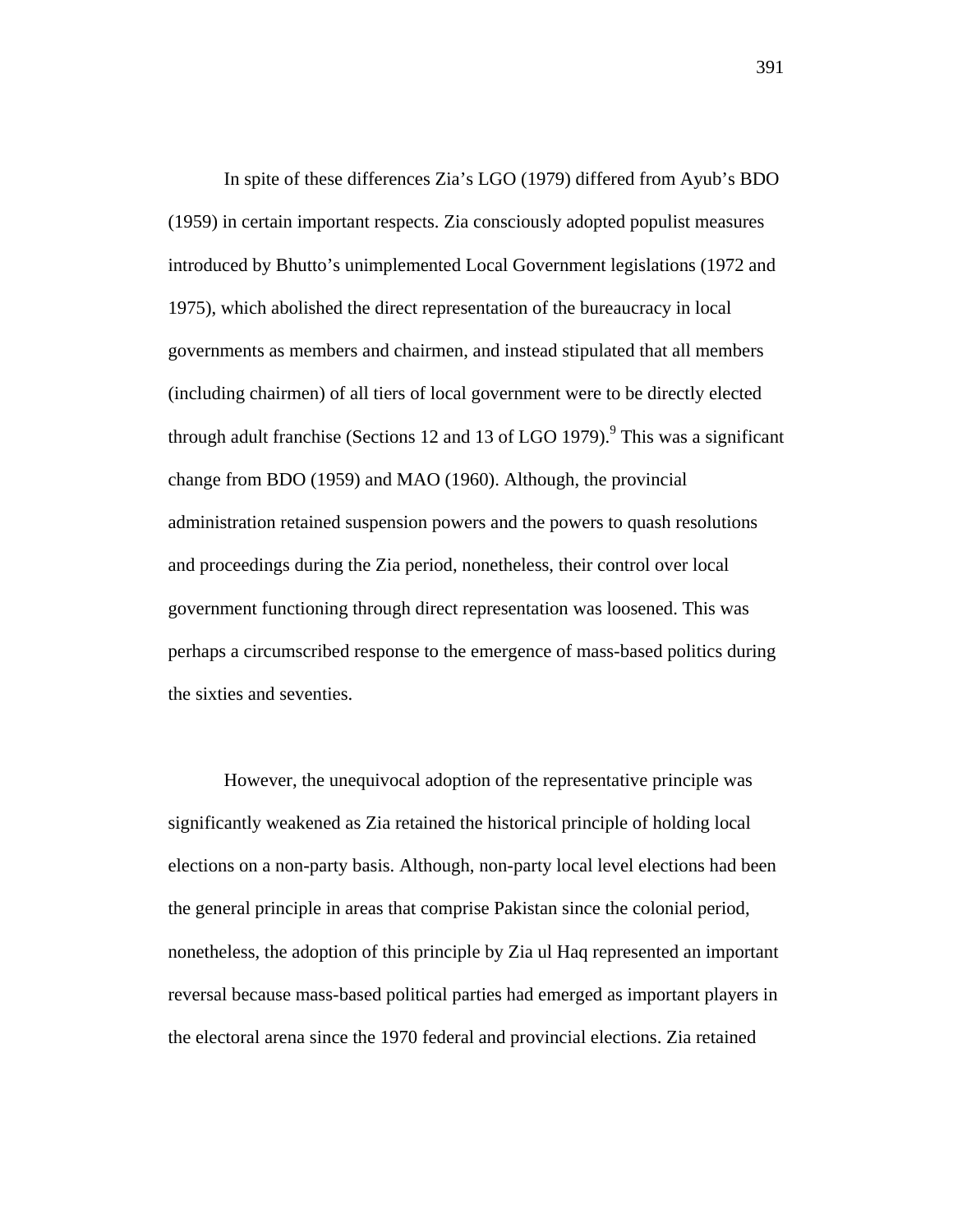In spite of these differences Zia's LGO (1979) differed from Ayub's BDO (1959) in certain important respects. Zia consciously adopted populist measures introduced by Bhutto's unimplemented Local Government legislations (1972 and 1975), which abolished the direct representation of the bureaucracy in local governments as members and chairmen, and instead stipulated that all members (including chairmen) of all tiers of local government were to be directly elected through adult franchise (Sections 12 and 13 of LGO 1979).[9] This was a significant change from BDO (1959) and MAO (1960). Although, the provincial administration retained suspension powers and the powers to quash resolutions and proceedings during the Zia period, nonetheless, their control over local government functioning through direct representation was loosened. This was perhaps a circumscribed response to the emergence of mass-based politics during the sixties and seventies.

However, the unequivocal adoption of the representative principle was significantly weakened as Zia retained the historical principle of holding local elections on a non-party basis. Although, non-party local level elections had been the general principle in areas that comprise Pakistan since the colonial period, nonetheless, the adoption of this principle by Zia ul Haq represented an important reversal because mass-based political parties had emerged as important players in the electoral arena since the 1970 federal and provincial elections. Zia retained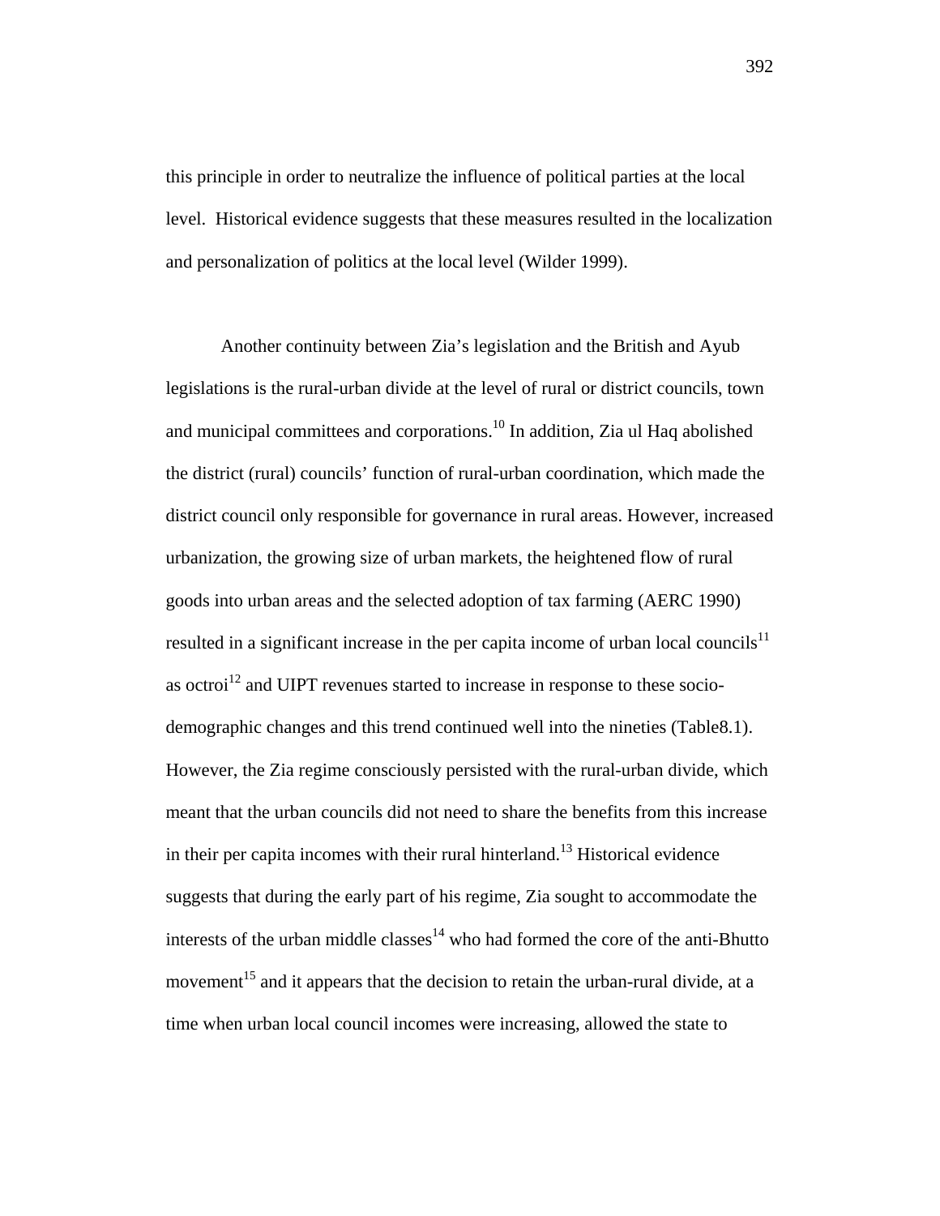this principle in order to neutralize the influence of political parties at the local level. Historical evidence suggests that these measures resulted in the localization and personalization of politics at the local level (Wilder 1999).

Another continuity between Zia's legislation and the British and Ayub legislations is the rural-urban divide at the level of rural or district councils, town and municipal committees and corporations.[10] In addition, Zia ul Haq abolished the district (rural) councils' function of rural-urban coordination, which made the district council only responsible for governance in rural areas. However, increased urbanization, the growing size of urban markets, the heightened flow of rural goods into urban areas and the selected adoption of tax farming (AERC 1990) resulted in a significant increase in the per capita income of urban local councils[11] as octroi[12] and UIPT revenues started to increase in response to these socio-demographic changes and this trend continued well into the nineties (Table8.1). However, the Zia regime consciously persisted with the rural-urban divide, which meant that the urban councils did not need to share the benefits from this increase in their per capita incomes with their rural hinterland.[13] Historical evidence suggests that during the early part of his regime, Zia sought to accommodate the interests of the urban middle classes[14] who had formed the core of the anti-Bhutto movement[15] and it appears that the decision to retain the urban-rural divide, at a time when urban local council incomes were increasing, allowed the state to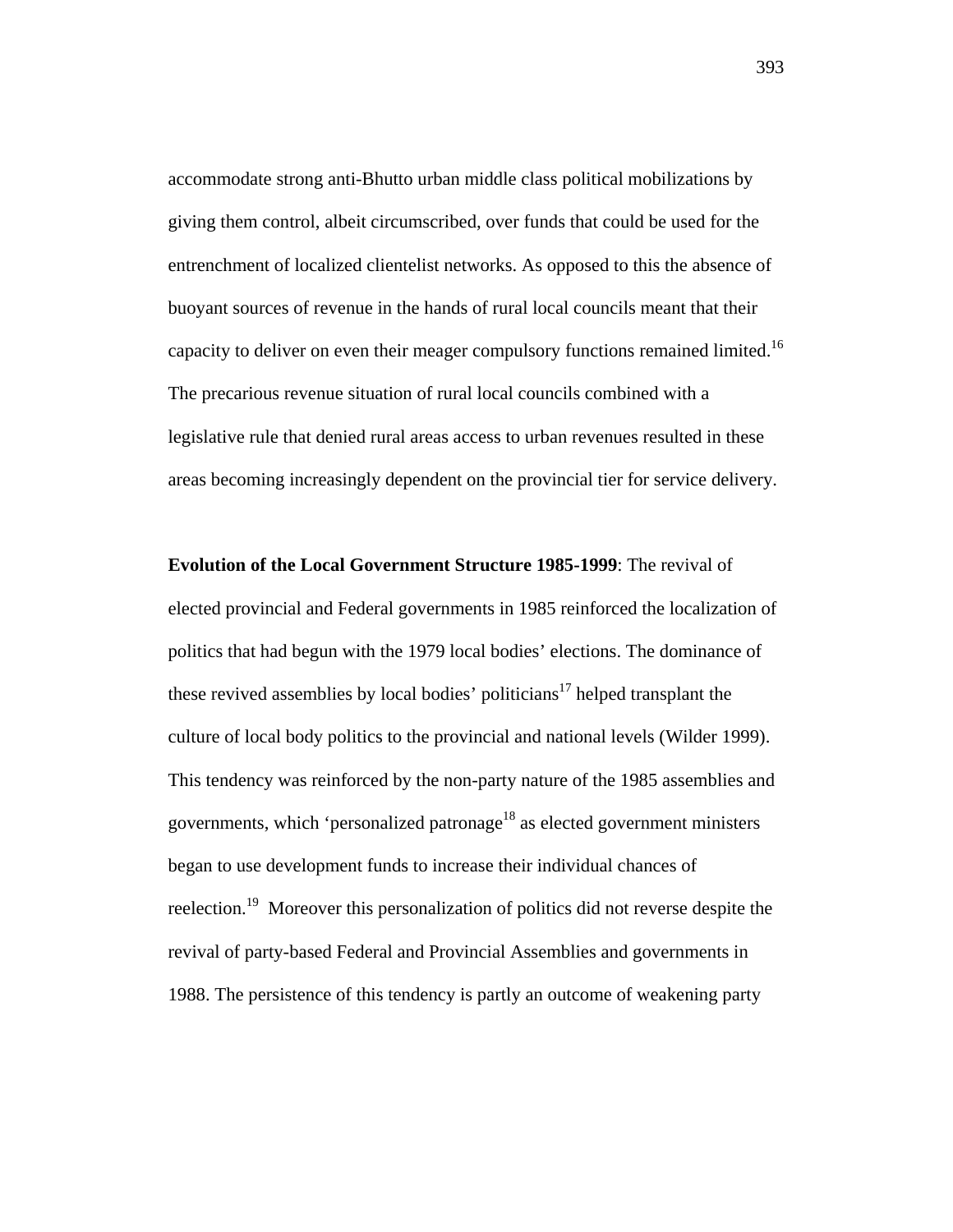accommodate strong anti-Bhutto urban middle class political mobilizations by giving them control, albeit circumscribed, over funds that could be used for the entrenchment of localized clientelist networks. As opposed to this the absence of buoyant sources of revenue in the hands of rural local councils meant that their capacity to deliver on even their meager compulsory functions remained limited.[16] The precarious revenue situation of rural local councils combined with a legislative rule that denied rural areas access to urban revenues resulted in these areas becoming increasingly dependent on the provincial tier for service delivery.

**Evolution of the Local Government Structure 1985-1999**: The revival of elected provincial and Federal governments in 1985 reinforced the localization of politics that had begun with the 1979 local bodies' elections. The dominance of these revived assemblies by local bodies' politicians[17] helped transplant the culture of local body politics to the provincial and national levels (Wilder 1999). This tendency was reinforced by the non-party nature of the 1985 assemblies and governments, which 'personalized patronage[18] as elected government ministers began to use development funds to increase their individual chances of reelection.[19] Moreover this personalization of politics did not reverse despite the revival of party-based Federal and Provincial Assemblies and governments in 1988. The persistence of this tendency is partly an outcome of weakening party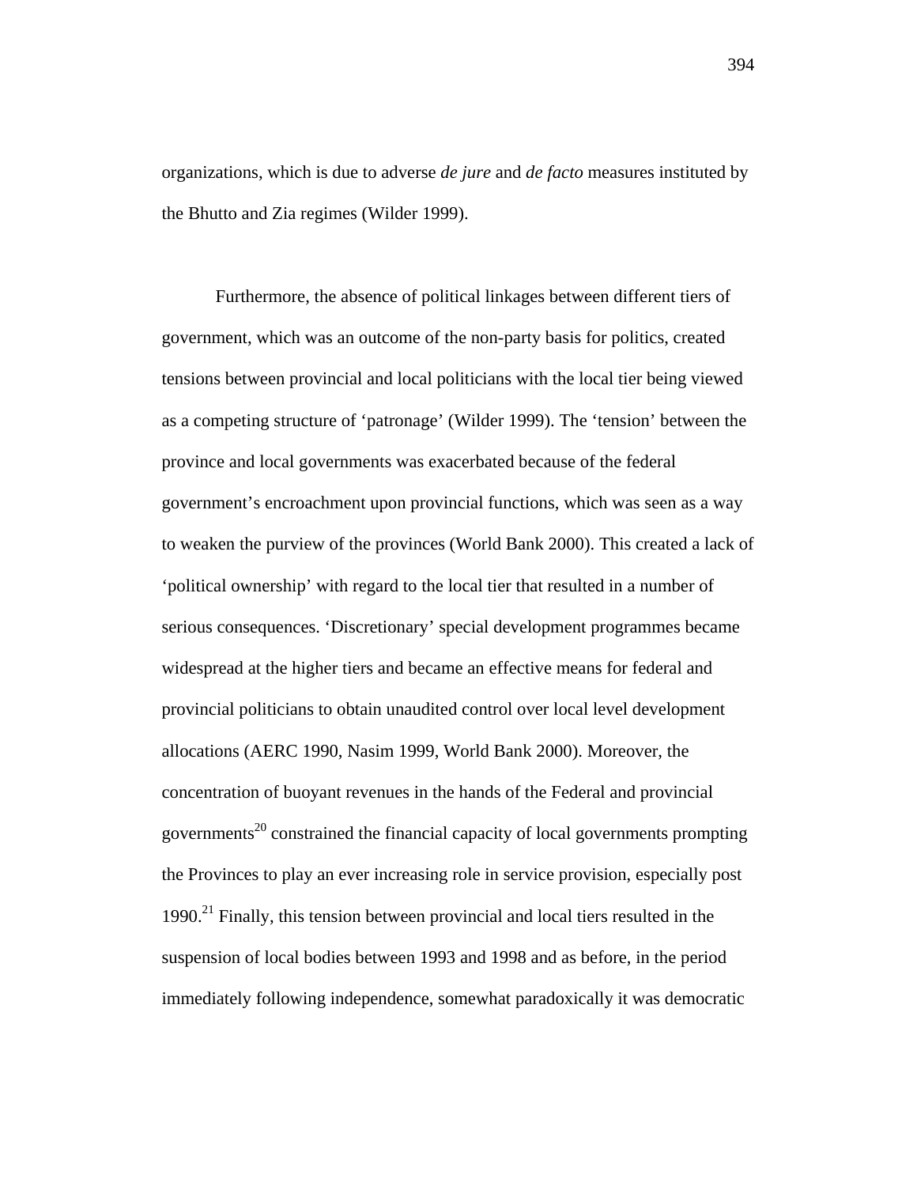organizations, which is due to adverse *de jure* and *de facto* measures instituted by the Bhutto and Zia regimes (Wilder 1999).

Furthermore, the absence of political linkages between different tiers of government, which was an outcome of the non-party basis for politics, created tensions between provincial and local politicians with the local tier being viewed as a competing structure of 'patronage' (Wilder 1999). The 'tension' between the province and local governments was exacerbated because of the federal government's encroachment upon provincial functions, which was seen as a way to weaken the purview of the provinces (World Bank 2000). This created a lack of 'political ownership' with regard to the local tier that resulted in a number of serious consequences. 'Discretionary' special development programmes became widespread at the higher tiers and became an effective means for federal and provincial politicians to obtain unaudited control over local level development allocations (AERC 1990, Nasim 1999, World Bank 2000). Moreover, the concentration of buoyant revenues in the hands of the Federal and provincial governments[20] constrained the financial capacity of local governments prompting the Provinces to play an ever increasing role in service provision, especially post 1990.[21] Finally, this tension between provincial and local tiers resulted in the suspension of local bodies between 1993 and 1998 and as before, in the period immediately following independence, somewhat paradoxically it was democratic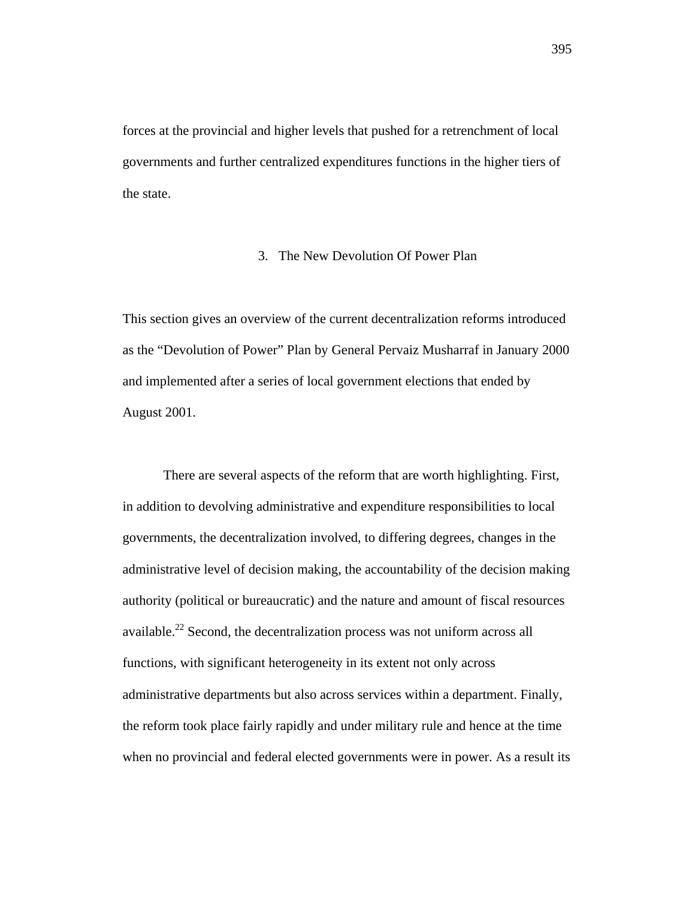forces at the provincial and higher levels that pushed for a retrenchment of local governments and further centralized expenditures functions in the higher tiers of the state.

## 3. The New Devolution Of Power Plan

This section gives an overview of the current decentralization reforms introduced as the "Devolution of Power" Plan by General Pervaiz Musharraf in January 2000 and implemented after a series of local government elections that ended by August 2001.

There are several aspects of the reform that are worth highlighting. First, in addition to devolving administrative and expenditure responsibilities to local governments, the decentralization involved, to differing degrees, changes in the administrative level of decision making, the accountability of the decision making authority (political or bureaucratic) and the nature and amount of fiscal resources available.[22] Second, the decentralization process was not uniform across all functions, with significant heterogeneity in its extent not only across administrative departments but also across services within a department. Finally, the reform took place fairly rapidly and under military rule and hence at the time when no provincial and federal elected governments were in power. As a result its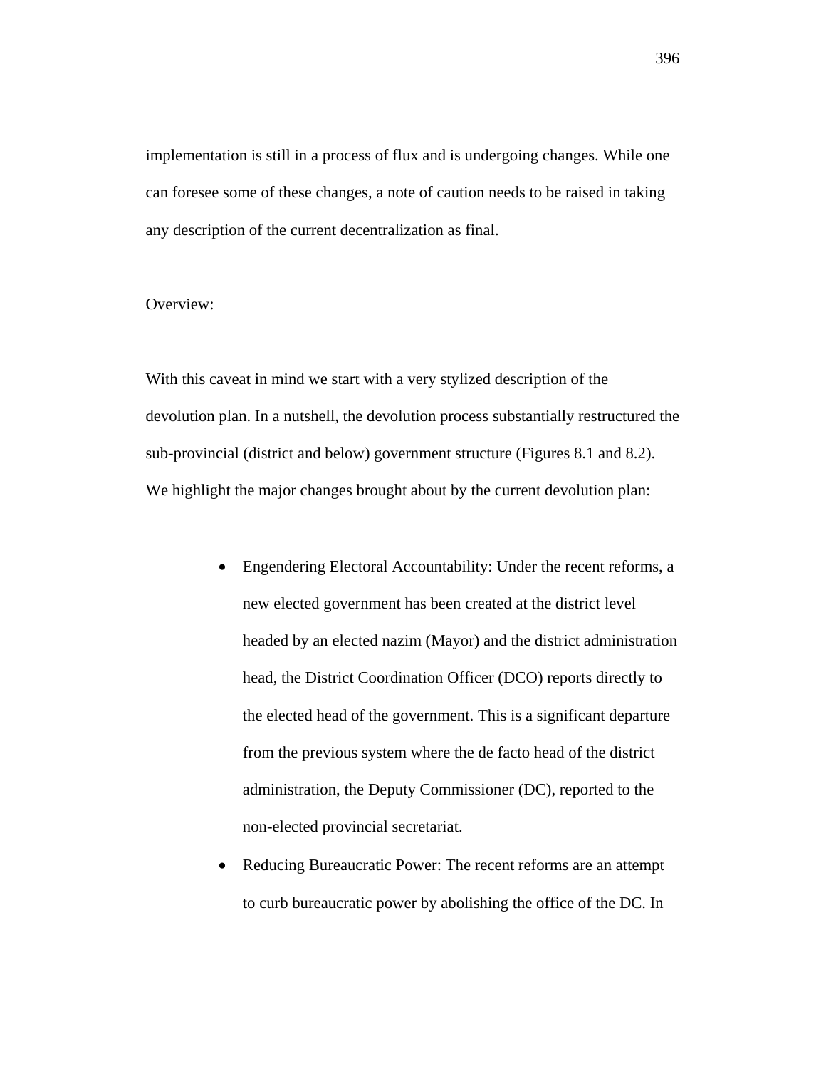implementation is still in a process of flux and is undergoing changes. While one can foresee some of these changes, a note of caution needs to be raised in taking any description of the current decentralization as final.

Overview:

With this caveat in mind we start with a very stylized description of the devolution plan. In a nutshell, the devolution process substantially restructured the sub-provincial (district and below) government structure (Figures 8.1 and 8.2). We highlight the major changes brought about by the current devolution plan:

- Engendering Electoral Accountability: Under the recent reforms, a new elected government has been created at the district level headed by an elected nazim (Mayor) and the district administration head, the District Coordination Officer (DCO) reports directly to the elected head of the government. This is a significant departure from the previous system where the de facto head of the district administration, the Deputy Commissioner (DC), reported to the non-elected provincial secretariat.
- Reducing Bureaucratic Power: The recent reforms are an attempt to curb bureaucratic power by abolishing the office of the DC. In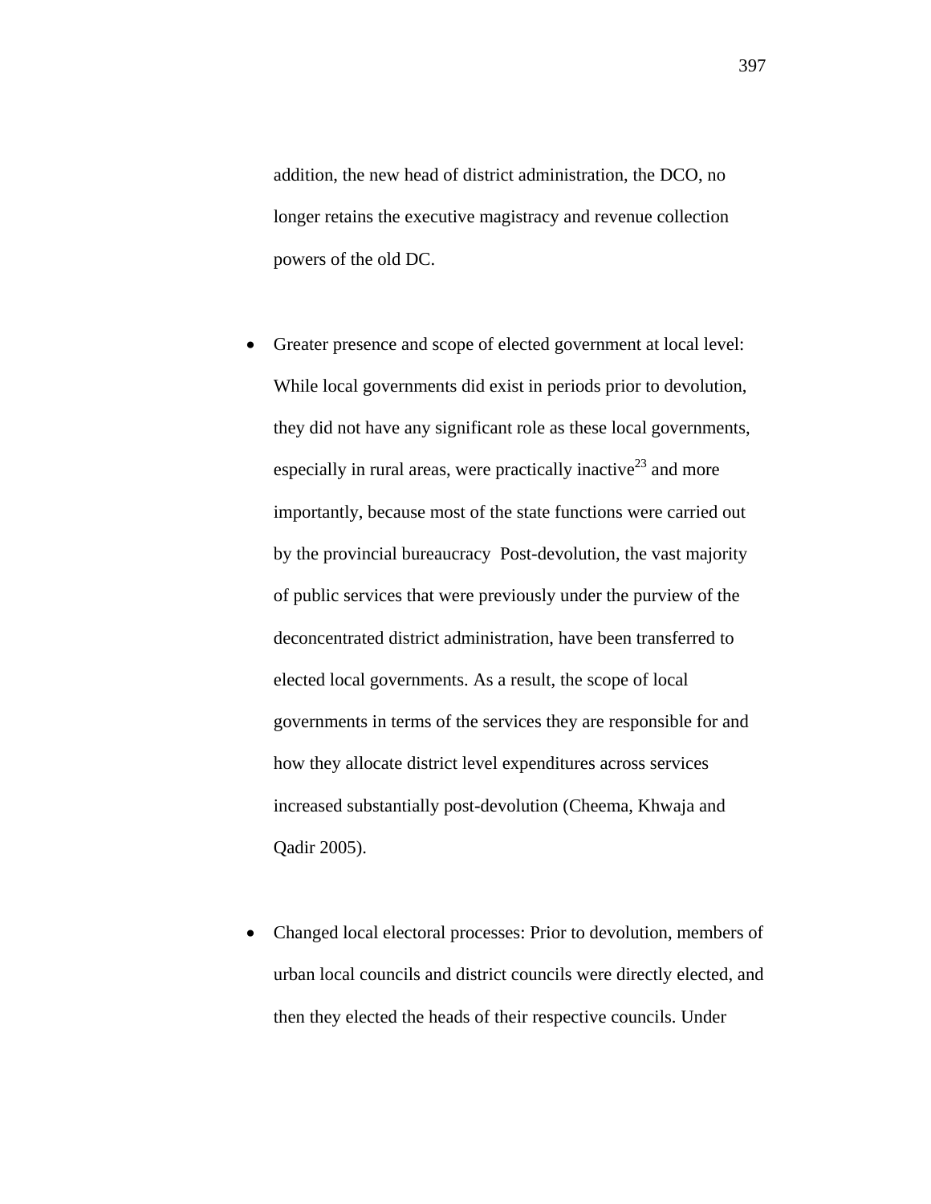addition, the new head of district administration, the DCO, no longer retains the executive magistracy and revenue collection powers of the old DC.

- Greater presence and scope of elected government at local level: While local governments did exist in periods prior to devolution, they did not have any significant role as these local governments, especially in rural areas, were practically inactive[23] and more importantly, because most of the state functions were carried out by the provincial bureaucracy  Post-devolution, the vast majority of public services that were previously under the purview of the deconcentrated district administration, have been transferred to elected local governments. As a result, the scope of local governments in terms of the services they are responsible for and how they allocate district level expenditures across services increased substantially post-devolution (Cheema, Khwaja and Qadir 2005).

- Changed local electoral processes: Prior to devolution, members of urban local councils and district councils were directly elected, and then they elected the heads of their respective councils. Under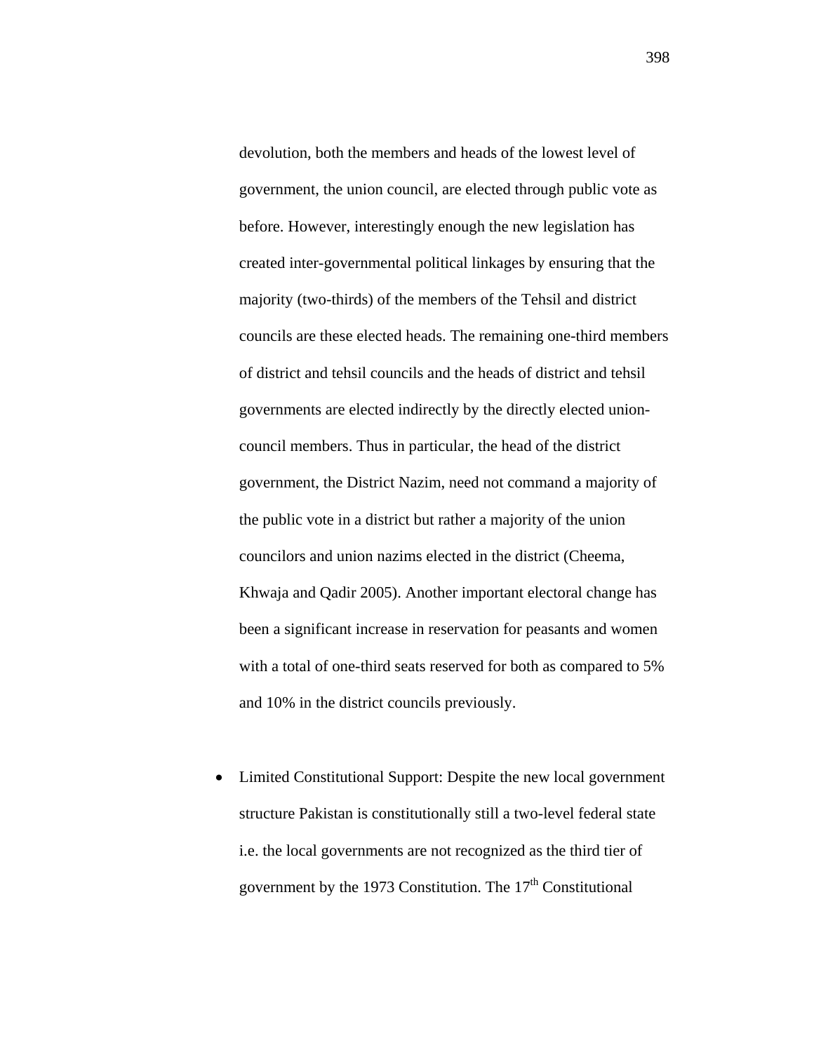devolution, both the members and heads of the lowest level of government, the union council, are elected through public vote as before. However, interestingly enough the new legislation has created inter-governmental political linkages by ensuring that the majority (two-thirds) of the members of the Tehsil and district councils are these elected heads. The remaining one-third members of district and tehsil councils and the heads of district and tehsil governments are elected indirectly by the directly elected union-council members. Thus in particular, the head of the district government, the District Nazim, need not command a majority of the public vote in a district but rather a majority of the union councilors and union nazims elected in the district (Cheema, Khwaja and Qadir 2005). Another important electoral change has been a significant increase in reservation for peasants and women with a total of one-third seats reserved for both as compared to 5% and 10% in the district councils previously.

- Limited Constitutional Support: Despite the new local government structure Pakistan is constitutionally still a two-level federal state i.e. the local governments are not recognized as the third tier of government by the 1973 Constitution. The 17th Constitutional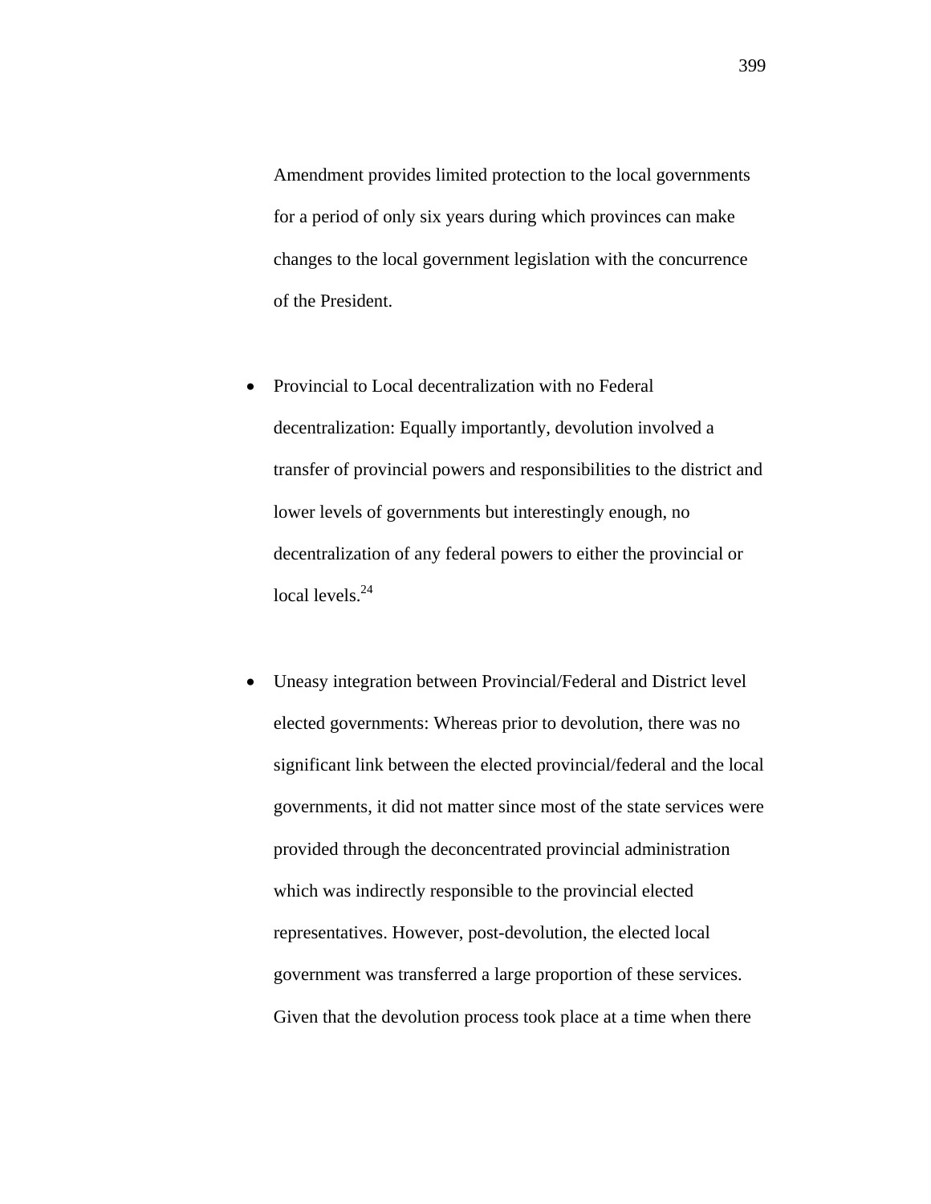Amendment provides limited protection to the local governments for a period of only six years during which provinces can make changes to the local government legislation with the concurrence of the President.

- Provincial to Local decentralization with no Federal decentralization: Equally importantly, devolution involved a transfer of provincial powers and responsibilities to the district and lower levels of governments but interestingly enough, no decentralization of any federal powers to either the provincial or local levels.[24]

- Uneasy integration between Provincial/Federal and District level elected governments: Whereas prior to devolution, there was no significant link between the elected provincial/federal and the local governments, it did not matter since most of the state services were provided through the deconcentrated provincial administration which was indirectly responsible to the provincial elected representatives. However, post-devolution, the elected local government was transferred a large proportion of these services. Given that the devolution process took place at a time when there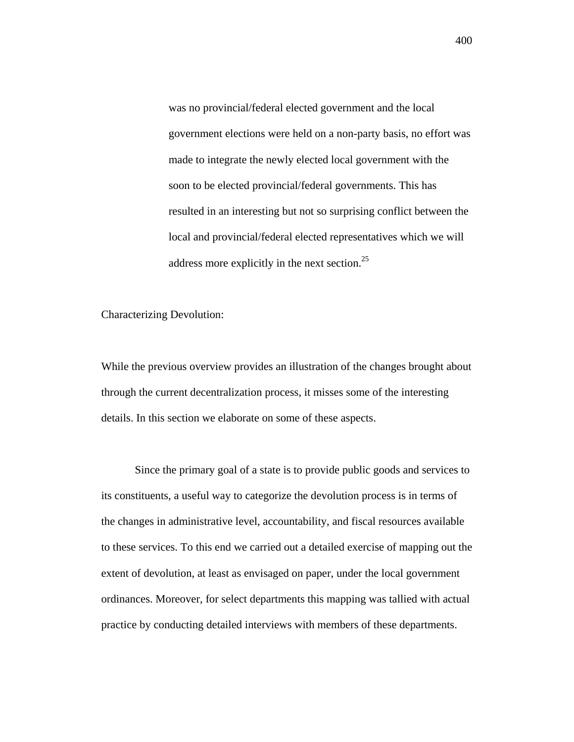was no provincial/federal elected government and the local government elections were held on a non-party basis, no effort was made to integrate the newly elected local government with the soon to be elected provincial/federal governments. This has resulted in an interesting but not so surprising conflict between the local and provincial/federal elected representatives which we will address more explicitly in the next section.[25]

Characterizing Devolution:

While the previous overview provides an illustration of the changes brought about through the current decentralization process, it misses some of the interesting details. In this section we elaborate on some of these aspects.

Since the primary goal of a state is to provide public goods and services to its constituents, a useful way to categorize the devolution process is in terms of the changes in administrative level, accountability, and fiscal resources available to these services. To this end we carried out a detailed exercise of mapping out the extent of devolution, at least as envisaged on paper, under the local government ordinances. Moreover, for select departments this mapping was tallied with actual practice by conducting detailed interviews with members of these departments.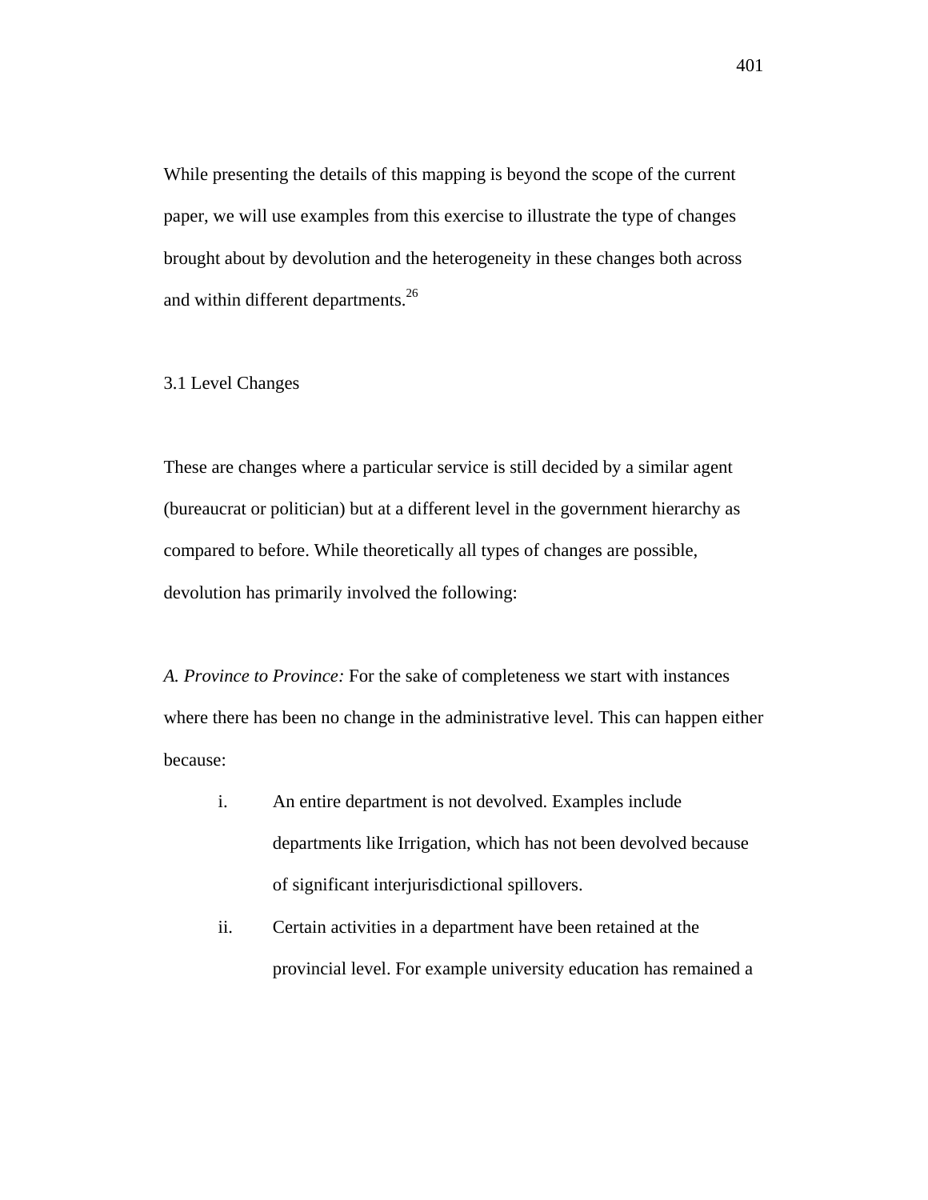While presenting the details of this mapping is beyond the scope of the current paper, we will use examples from this exercise to illustrate the type of changes brought about by devolution and the heterogeneity in these changes both across and within different departments.[26]

### 3.1 Level Changes

These are changes where a particular service is still decided by a similar agent (bureaucrat or politician) but at a different level in the government hierarchy as compared to before. While theoretically all types of changes are possible, devolution has primarily involved the following:

*A. Province to Province:* For the sake of completeness we start with instances where there has been no change in the administrative level. This can happen either because:

i. An entire department is not devolved. Examples include departments like Irrigation, which has not been devolved because of significant interjurisdictional spillovers.

ii. Certain activities in a department have been retained at the provincial level. For example university education has remained a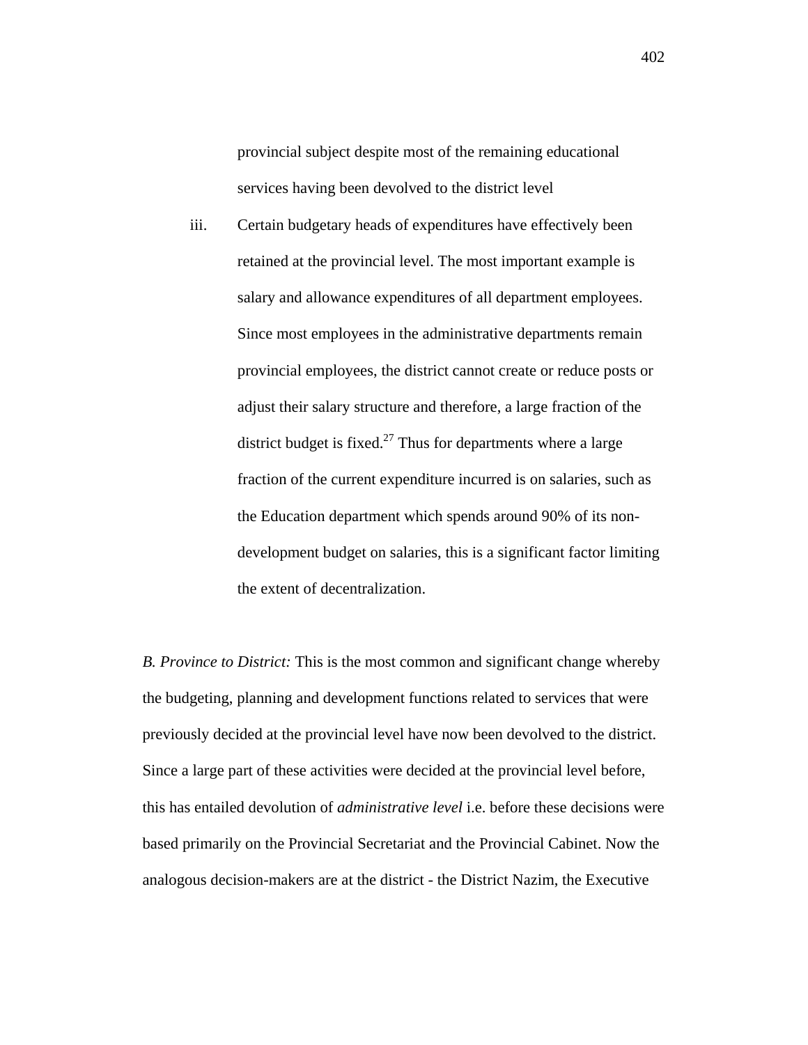provincial subject despite most of the remaining educational services having been devolved to the district level

iii. Certain budgetary heads of expenditures have effectively been retained at the provincial level. The most important example is salary and allowance expenditures of all department employees. Since most employees in the administrative departments remain provincial employees, the district cannot create or reduce posts or adjust their salary structure and therefore, a large fraction of the district budget is fixed.[27] Thus for departments where a large fraction of the current expenditure incurred is on salaries, such as the Education department which spends around 90% of its non-development budget on salaries, this is a significant factor limiting the extent of decentralization.

*B. Province to District:* This is the most common and significant change whereby the budgeting, planning and development functions related to services that were previously decided at the provincial level have now been devolved to the district. Since a large part of these activities were decided at the provincial level before, this has entailed devolution of *administrative level* i.e. before these decisions were based primarily on the Provincial Secretariat and the Provincial Cabinet. Now the analogous decision-makers are at the district - the District Nazim, the Executive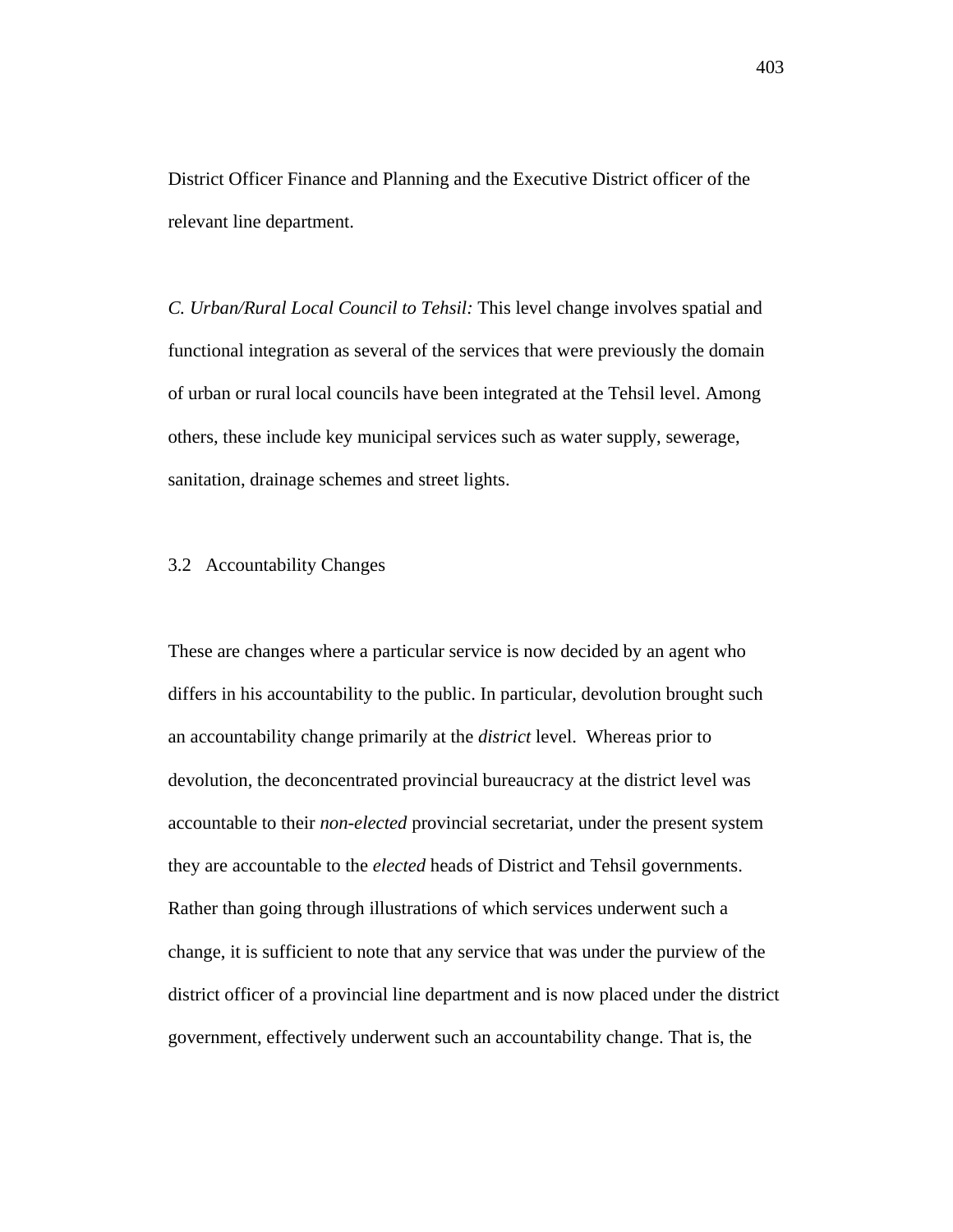District Officer Finance and Planning and the Executive District officer of the relevant line department.

*C. Urban/Rural Local Council to Tehsil:* This level change involves spatial and functional integration as several of the services that were previously the domain of urban or rural local councils have been integrated at the Tehsil level. Among others, these include key municipal services such as water supply, sewerage, sanitation, drainage schemes and street lights.

### 3.2 Accountability Changes

These are changes where a particular service is now decided by an agent who differs in his accountability to the public. In particular, devolution brought such an accountability change primarily at the *district* level. Whereas prior to devolution, the deconcentrated provincial bureaucracy at the district level was accountable to their *non-elected* provincial secretariat, under the present system they are accountable to the *elected* heads of District and Tehsil governments. Rather than going through illustrations of which services underwent such a change, it is sufficient to note that any service that was under the purview of the district officer of a provincial line department and is now placed under the district government, effectively underwent such an accountability change. That is, the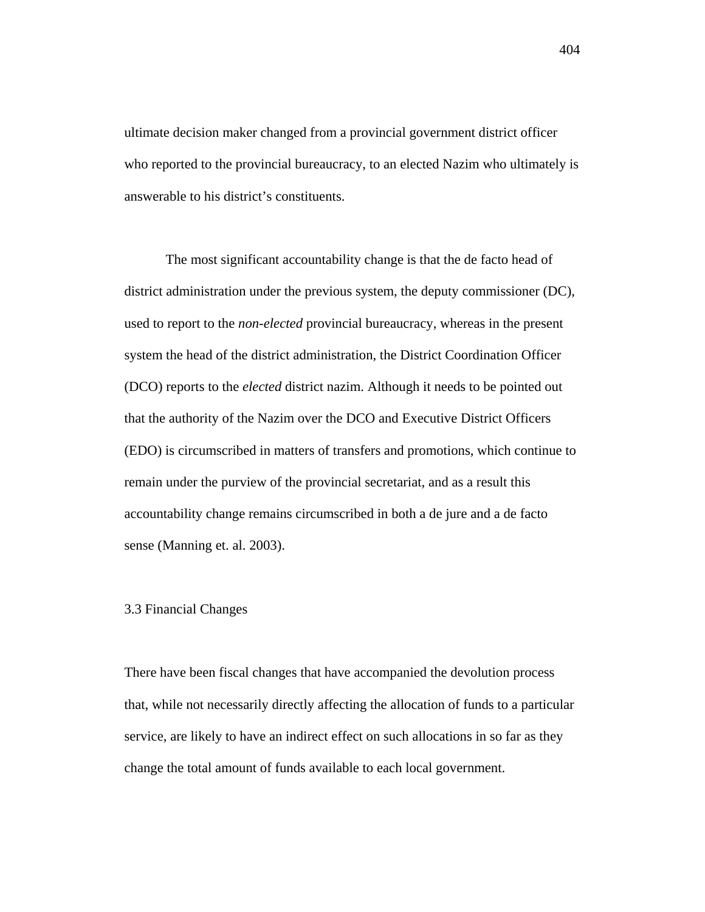ultimate decision maker changed from a provincial government district officer who reported to the provincial bureaucracy, to an elected Nazim who ultimately is answerable to his district's constituents.

The most significant accountability change is that the de facto head of district administration under the previous system, the deputy commissioner (DC), used to report to the *non-elected* provincial bureaucracy, whereas in the present system the head of the district administration, the District Coordination Officer (DCO) reports to the *elected* district nazim. Although it needs to be pointed out that the authority of the Nazim over the DCO and Executive District Officers (EDO) is circumscribed in matters of transfers and promotions, which continue to remain under the purview of the provincial secretariat, and as a result this accountability change remains circumscribed in both a de jure and a de facto sense (Manning et. al. 2003).

### 3.3 Financial Changes

There have been fiscal changes that have accompanied the devolution process that, while not necessarily directly affecting the allocation of funds to a particular service, are likely to have an indirect effect on such allocations in so far as they change the total amount of funds available to each local government.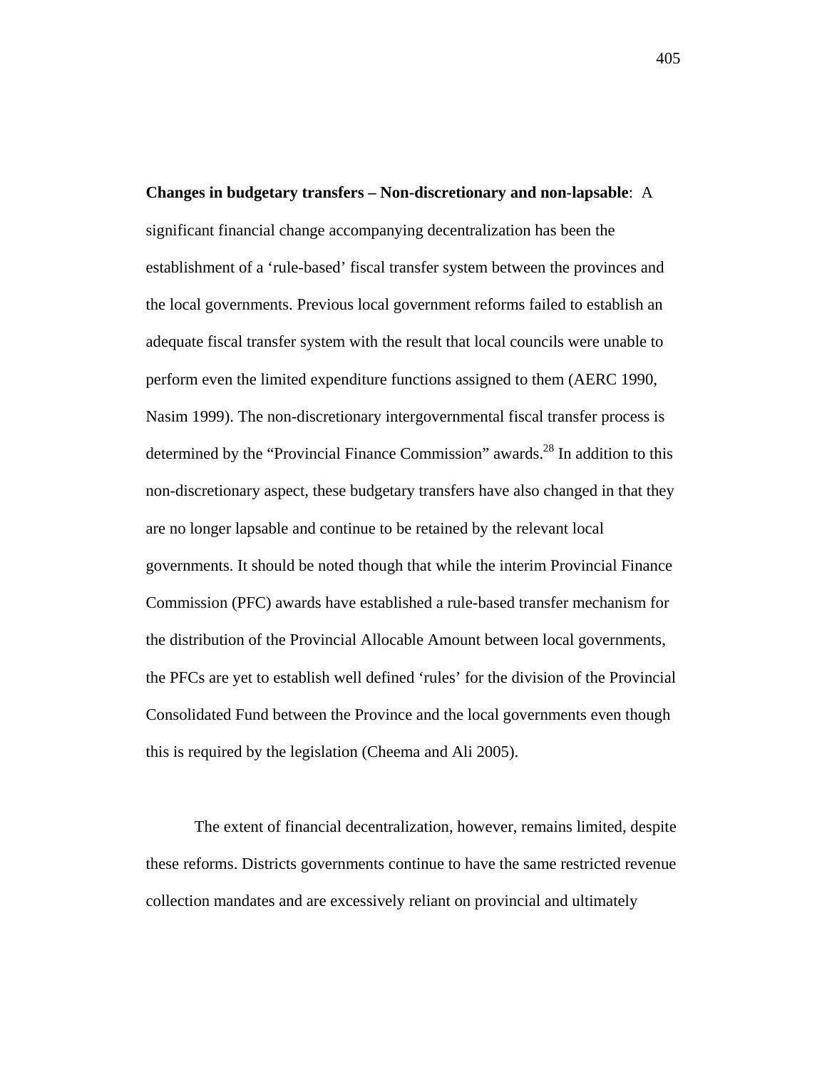**Changes in budgetary transfers – Non-discretionary and non-lapsable**: A significant financial change accompanying decentralization has been the establishment of a 'rule-based' fiscal transfer system between the provinces and the local governments. Previous local government reforms failed to establish an adequate fiscal transfer system with the result that local councils were unable to perform even the limited expenditure functions assigned to them (AERC 1990, Nasim 1999). The non-discretionary intergovernmental fiscal transfer process is determined by the "Provincial Finance Commission" awards.[28] In addition to this non-discretionary aspect, these budgetary transfers have also changed in that they are no longer lapsable and continue to be retained by the relevant local governments. It should be noted though that while the interim Provincial Finance Commission (PFC) awards have established a rule-based transfer mechanism for the distribution of the Provincial Allocable Amount between local governments, the PFCs are yet to establish well defined 'rules' for the division of the Provincial Consolidated Fund between the Province and the local governments even though this is required by the legislation (Cheema and Ali 2005).

The extent of financial decentralization, however, remains limited, despite these reforms. Districts governments continue to have the same restricted revenue collection mandates and are excessively reliant on provincial and ultimately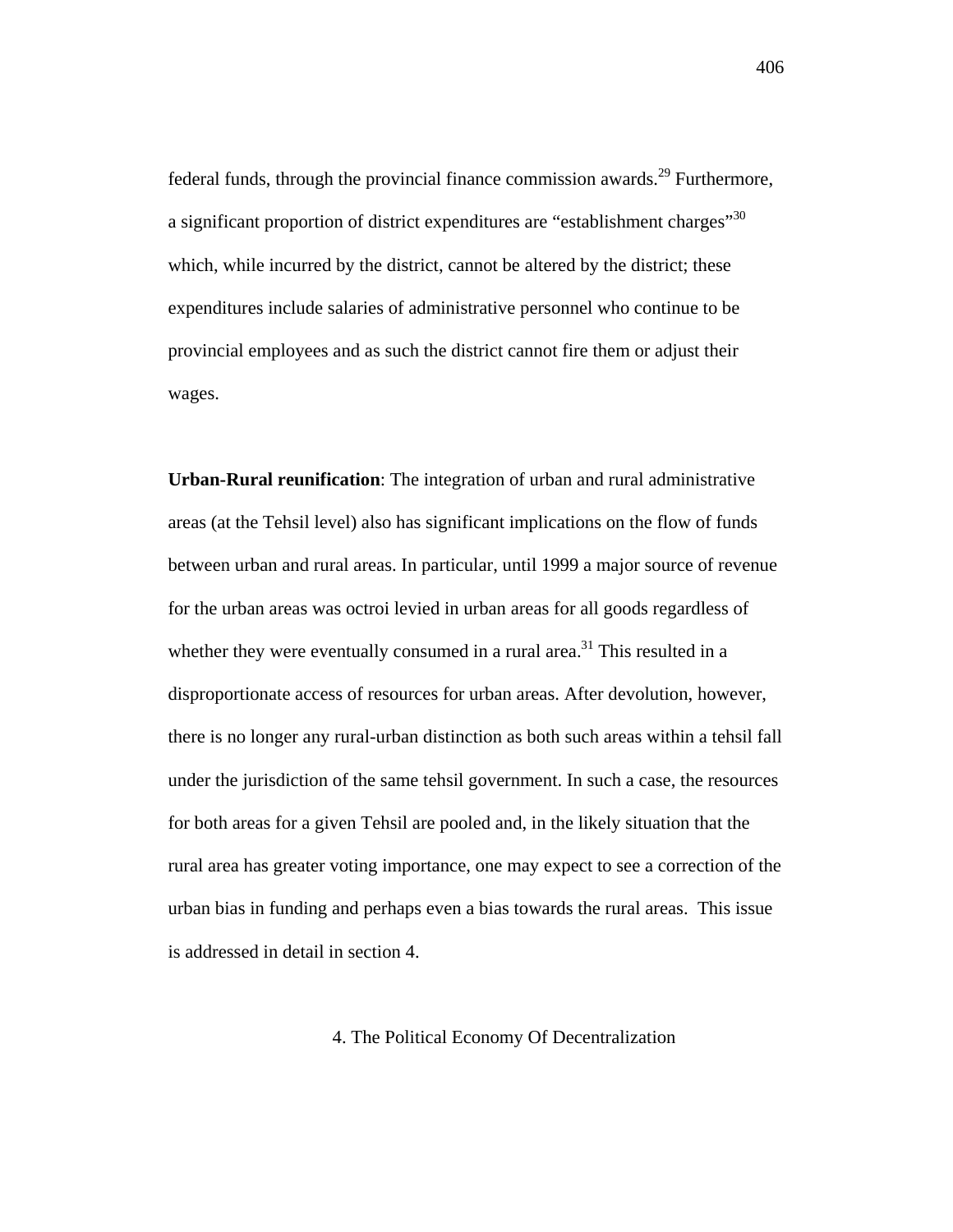federal funds, through the provincial finance commission awards.[29] Furthermore, a significant proportion of district expenditures are “establishment charges”[30] which, while incurred by the district, cannot be altered by the district; these expenditures include salaries of administrative personnel who continue to be provincial employees and as such the district cannot fire them or adjust their wages.

**Urban-Rural reunification**: The integration of urban and rural administrative areas (at the Tehsil level) also has significant implications on the flow of funds between urban and rural areas. In particular, until 1999 a major source of revenue for the urban areas was octroi levied in urban areas for all goods regardless of whether they were eventually consumed in a rural area.[31] This resulted in a disproportionate access of resources for urban areas. After devolution, however, there is no longer any rural-urban distinction as both such areas within a tehsil fall under the jurisdiction of the same tehsil government. In such a case, the resources for both areas for a given Tehsil are pooled and, in the likely situation that the rural area has greater voting importance, one may expect to see a correction of the urban bias in funding and perhaps even a bias towards the rural areas. This issue is addressed in detail in section 4.

## 4. The Political Economy Of Decentralization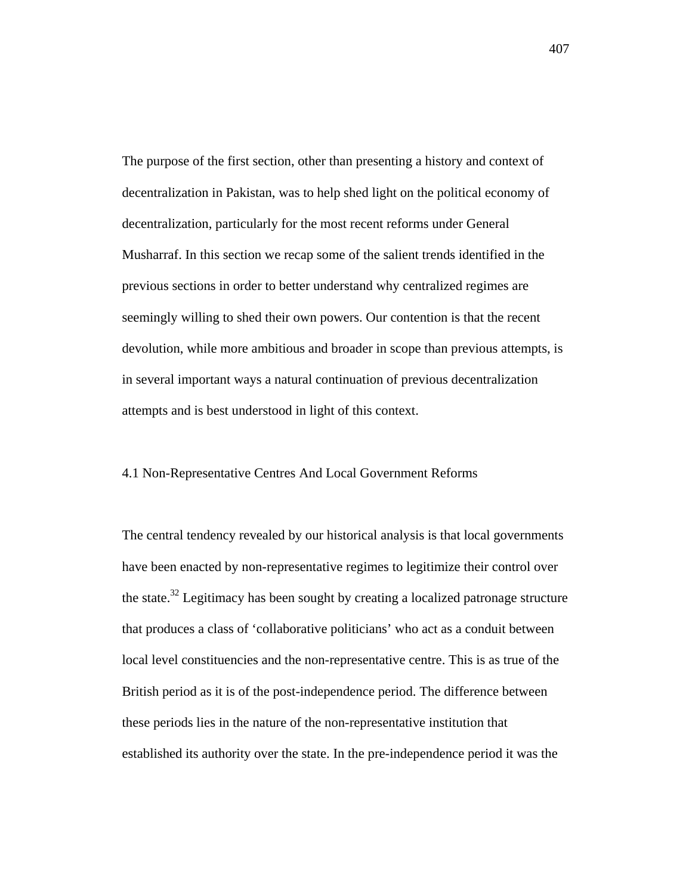The purpose of the first section, other than presenting a history and context of decentralization in Pakistan, was to help shed light on the political economy of decentralization, particularly for the most recent reforms under General Musharraf. In this section we recap some of the salient trends identified in the previous sections in order to better understand why centralized regimes are seemingly willing to shed their own powers. Our contention is that the recent devolution, while more ambitious and broader in scope than previous attempts, is in several important ways a natural continuation of previous decentralization attempts and is best understood in light of this context.

### 4.1 Non-Representative Centres And Local Government Reforms

The central tendency revealed by our historical analysis is that local governments have been enacted by non-representative regimes to legitimize their control over the state.[32] Legitimacy has been sought by creating a localized patronage structure that produces a class of 'collaborative politicians' who act as a conduit between local level constituencies and the non-representative centre. This is as true of the British period as it is of the post-independence period. The difference between these periods lies in the nature of the non-representative institution that established its authority over the state. In the pre-independence period it was the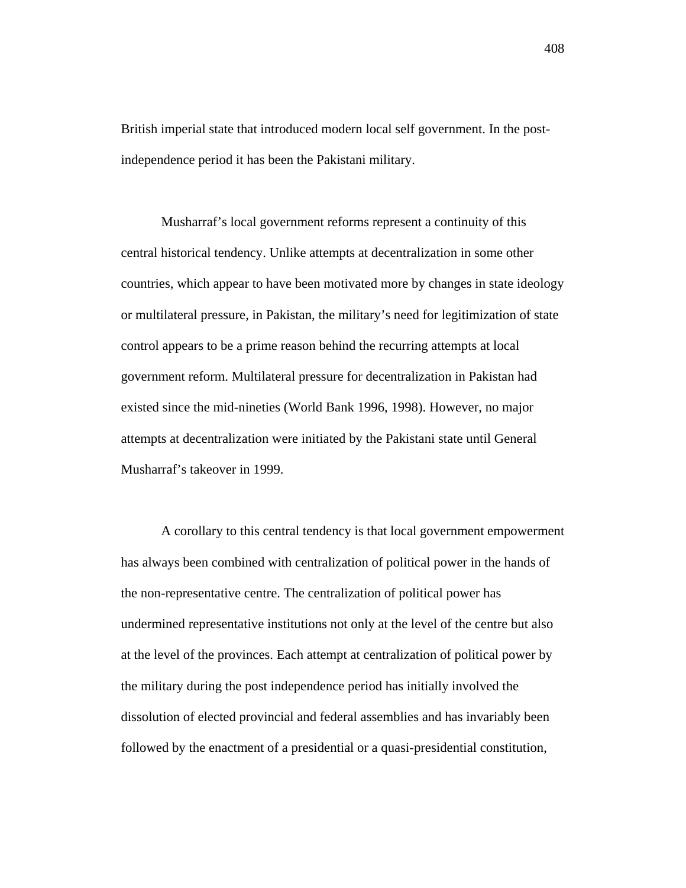British imperial state that introduced modern local self government. In the post-independence period it has been the Pakistani military.

Musharraf's local government reforms represent a continuity of this central historical tendency. Unlike attempts at decentralization in some other countries, which appear to have been motivated more by changes in state ideology or multilateral pressure, in Pakistan, the military's need for legitimization of state control appears to be a prime reason behind the recurring attempts at local government reform. Multilateral pressure for decentralization in Pakistan had existed since the mid-nineties (World Bank 1996, 1998). However, no major attempts at decentralization were initiated by the Pakistani state until General Musharraf's takeover in 1999.

A corollary to this central tendency is that local government empowerment has always been combined with centralization of political power in the hands of the non-representative centre. The centralization of political power has undermined representative institutions not only at the level of the centre but also at the level of the provinces. Each attempt at centralization of political power by the military during the post independence period has initially involved the dissolution of elected provincial and federal assemblies and has invariably been followed by the enactment of a presidential or a quasi-presidential constitution,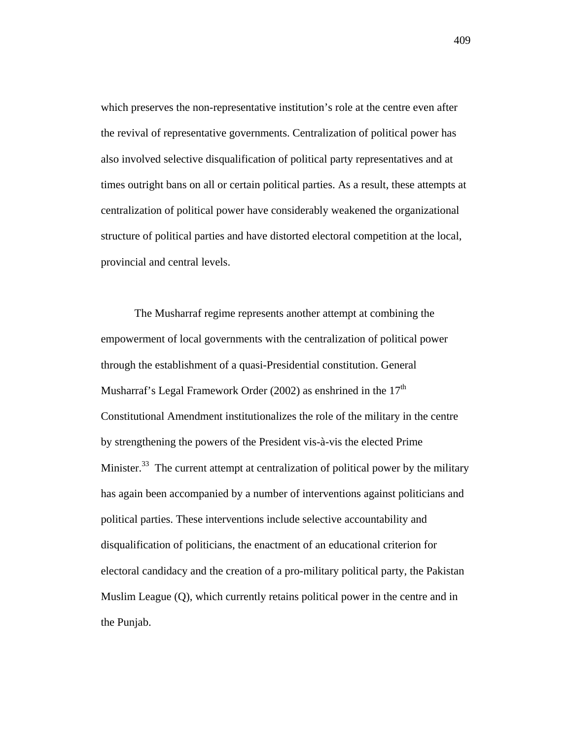which preserves the non-representative institution's role at the centre even after the revival of representative governments. Centralization of political power has also involved selective disqualification of political party representatives and at times outright bans on all or certain political parties. As a result, these attempts at centralization of political power have considerably weakened the organizational structure of political parties and have distorted electoral competition at the local, provincial and central levels.

The Musharraf regime represents another attempt at combining the empowerment of local governments with the centralization of political power through the establishment of a quasi-Presidential constitution. General Musharraf's Legal Framework Order (2002) as enshrined in the 17th Constitutional Amendment institutionalizes the role of the military in the centre by strengthening the powers of the President vis-à-vis the elected Prime Minister.[33] The current attempt at centralization of political power by the military has again been accompanied by a number of interventions against politicians and political parties. These interventions include selective accountability and disqualification of politicians, the enactment of an educational criterion for electoral candidacy and the creation of a pro-military political party, the Pakistan Muslim League (Q), which currently retains political power in the centre and in the Punjab.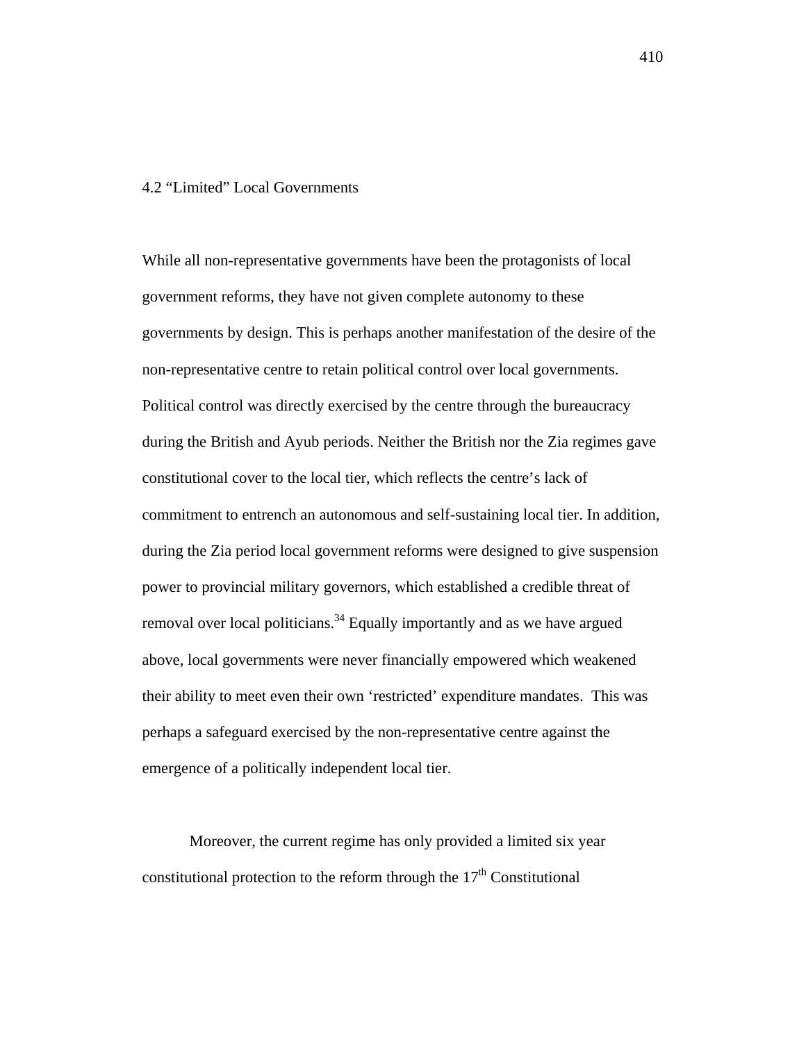## 4.2 "Limited" Local Governments

While all non-representative governments have been the protagonists of local government reforms, they have not given complete autonomy to these governments by design. This is perhaps another manifestation of the desire of the non-representative centre to retain political control over local governments. Political control was directly exercised by the centre through the bureaucracy during the British and Ayub periods. Neither the British nor the Zia regimes gave constitutional cover to the local tier, which reflects the centre's lack of commitment to entrench an autonomous and self-sustaining local tier. In addition, during the Zia period local government reforms were designed to give suspension power to provincial military governors, which established a credible threat of removal over local politicians.[34] Equally importantly and as we have argued above, local governments were never financially empowered which weakened their ability to meet even their own 'restricted' expenditure mandates. This was perhaps a safeguard exercised by the non-representative centre against the emergence of a politically independent local tier.

Moreover, the current regime has only provided a limited six year constitutional protection to the reform through the 17th Constitutional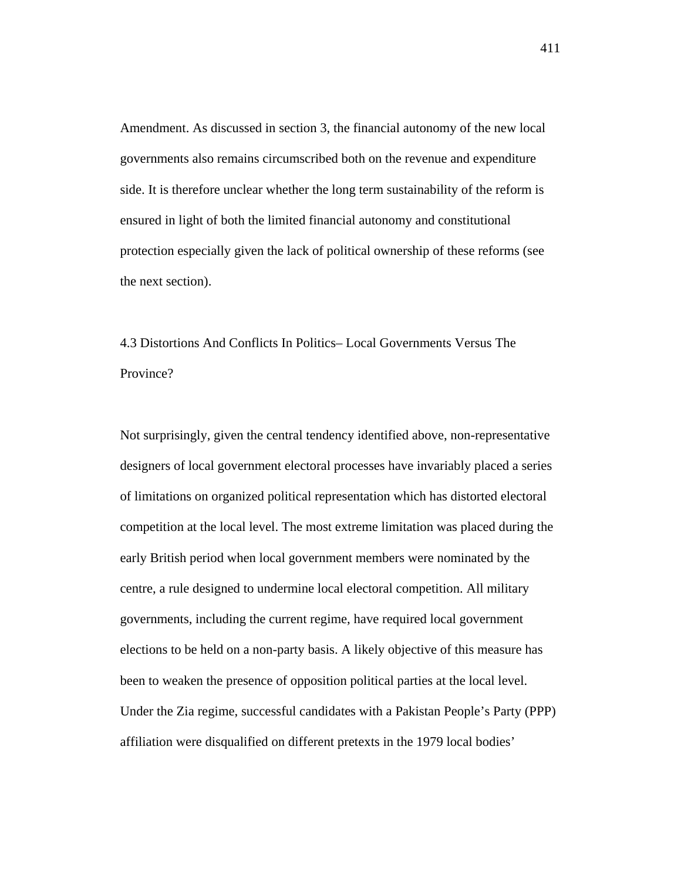Amendment. As discussed in section 3, the financial autonomy of the new local governments also remains circumscribed both on the revenue and expenditure side. It is therefore unclear whether the long term sustainability of the reform is ensured in light of both the limited financial autonomy and constitutional protection especially given the lack of political ownership of these reforms (see the next section).

### 4.3 Distortions And Conflicts In Politics– Local Governments Versus The Province?

Not surprisingly, given the central tendency identified above, non-representative designers of local government electoral processes have invariably placed a series of limitations on organized political representation which has distorted electoral competition at the local level. The most extreme limitation was placed during the early British period when local government members were nominated by the centre, a rule designed to undermine local electoral competition. All military governments, including the current regime, have required local government elections to be held on a non-party basis. A likely objective of this measure has been to weaken the presence of opposition political parties at the local level. Under the Zia regime, successful candidates with a Pakistan People's Party (PPP) affiliation were disqualified on different pretexts in the 1979 local bodies'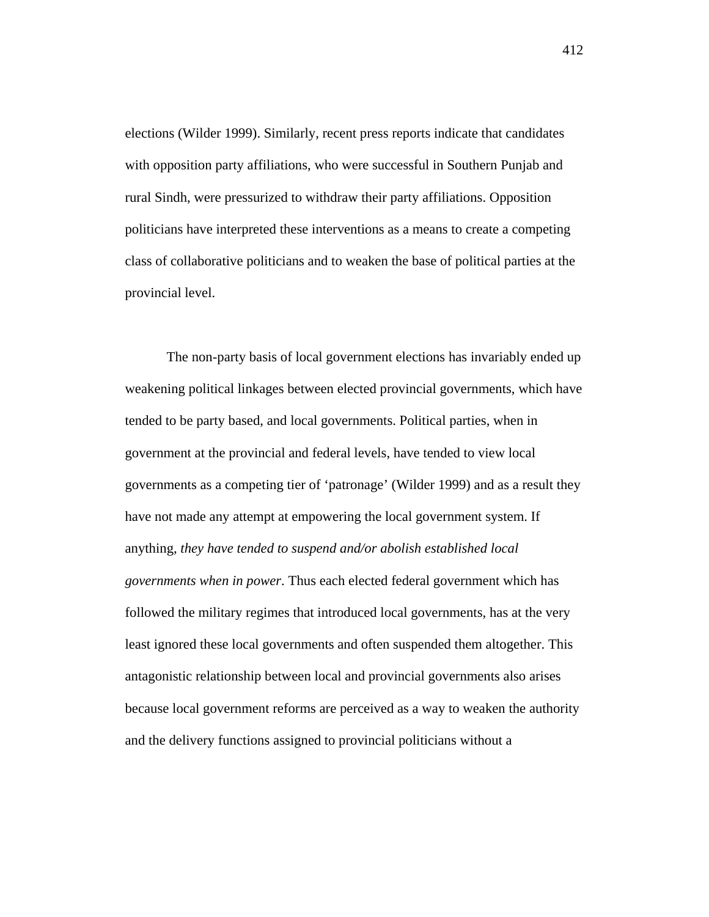elections (Wilder 1999). Similarly, recent press reports indicate that candidates with opposition party affiliations, who were successful in Southern Punjab and rural Sindh, were pressurized to withdraw their party affiliations. Opposition politicians have interpreted these interventions as a means to create a competing class of collaborative politicians and to weaken the base of political parties at the provincial level.

The non-party basis of local government elections has invariably ended up weakening political linkages between elected provincial governments, which have tended to be party based, and local governments. Political parties, when in government at the provincial and federal levels, have tended to view local governments as a competing tier of 'patronage' (Wilder 1999) and as a result they have not made any attempt at empowering the local government system. If anything, *they have tended to suspend and/or abolish established local governments when in power*. Thus each elected federal government which has followed the military regimes that introduced local governments, has at the very least ignored these local governments and often suspended them altogether. This antagonistic relationship between local and provincial governments also arises because local government reforms are perceived as a way to weaken the authority and the delivery functions assigned to provincial politicians without a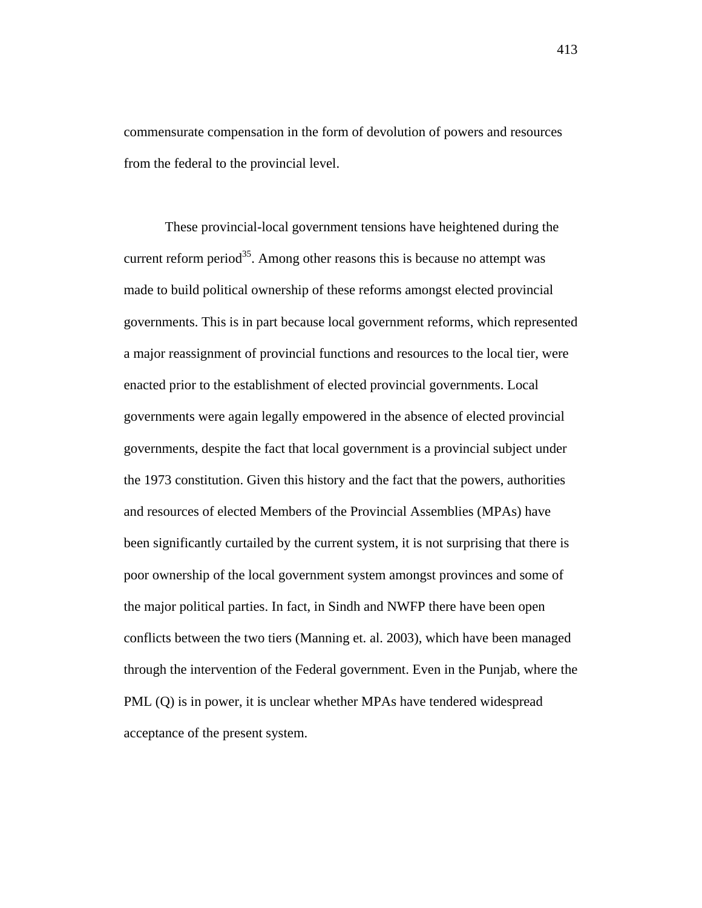commensurate compensation in the form of devolution of powers and resources from the federal to the provincial level.

These provincial-local government tensions have heightened during the current reform period[35]. Among other reasons this is because no attempt was made to build political ownership of these reforms amongst elected provincial governments. This is in part because local government reforms, which represented a major reassignment of provincial functions and resources to the local tier, were enacted prior to the establishment of elected provincial governments. Local governments were again legally empowered in the absence of elected provincial governments, despite the fact that local government is a provincial subject under the 1973 constitution. Given this history and the fact that the powers, authorities and resources of elected Members of the Provincial Assemblies (MPAs) have been significantly curtailed by the current system, it is not surprising that there is poor ownership of the local government system amongst provinces and some of the major political parties. In fact, in Sindh and NWFP there have been open conflicts between the two tiers (Manning et. al. 2003), which have been managed through the intervention of the Federal government. Even in the Punjab, where the PML (Q) is in power, it is unclear whether MPAs have tendered widespread acceptance of the present system.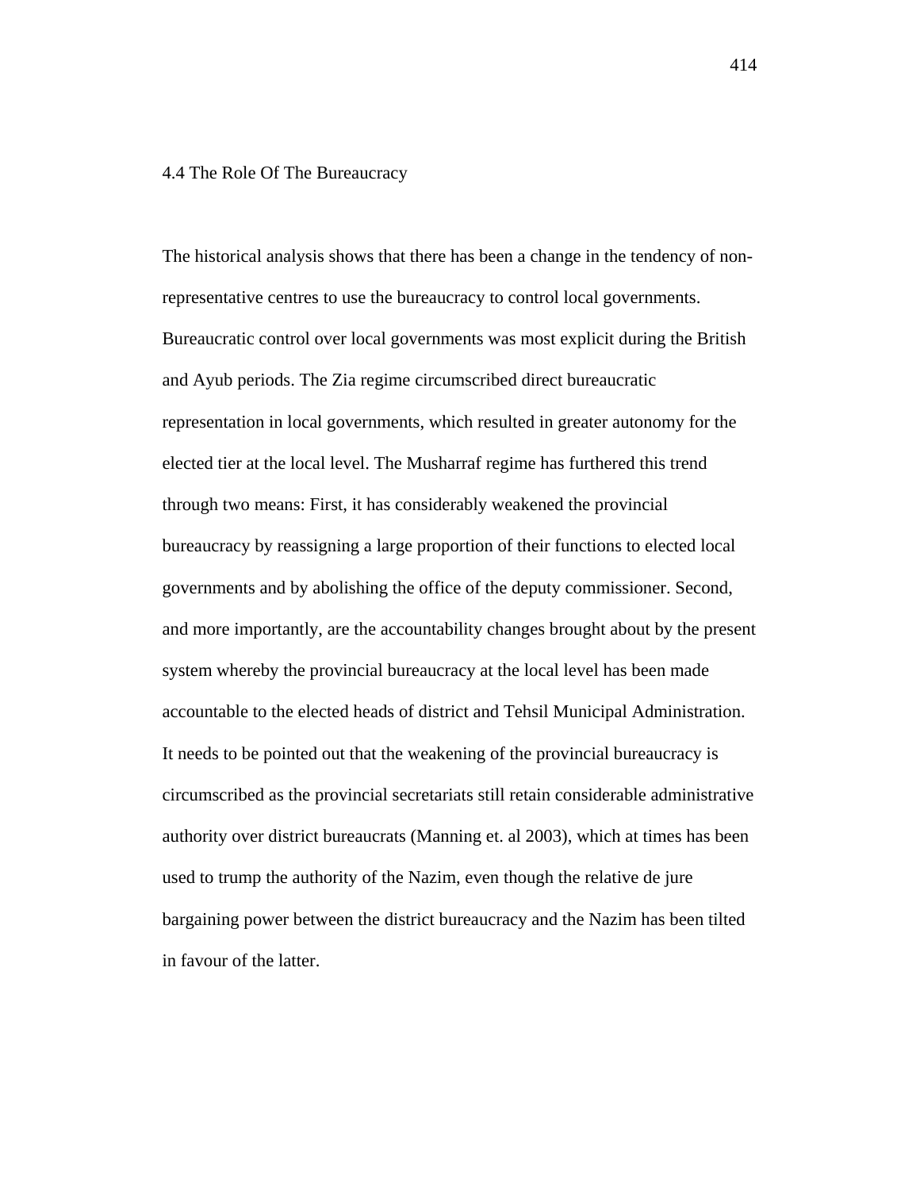## 4.4 The Role Of The Bureaucracy

The historical analysis shows that there has been a change in the tendency of non-representative centres to use the bureaucracy to control local governments. Bureaucratic control over local governments was most explicit during the British and Ayub periods. The Zia regime circumscribed direct bureaucratic representation in local governments, which resulted in greater autonomy for the elected tier at the local level. The Musharraf regime has furthered this trend through two means: First, it has considerably weakened the provincial bureaucracy by reassigning a large proportion of their functions to elected local governments and by abolishing the office of the deputy commissioner. Second, and more importantly, are the accountability changes brought about by the present system whereby the provincial bureaucracy at the local level has been made accountable to the elected heads of district and Tehsil Municipal Administration. It needs to be pointed out that the weakening of the provincial bureaucracy is circumscribed as the provincial secretariats still retain considerable administrative authority over district bureaucrats (Manning et. al 2003), which at times has been used to trump the authority of the Nazim, even though the relative de jure bargaining power between the district bureaucracy and the Nazim has been tilted in favour of the latter.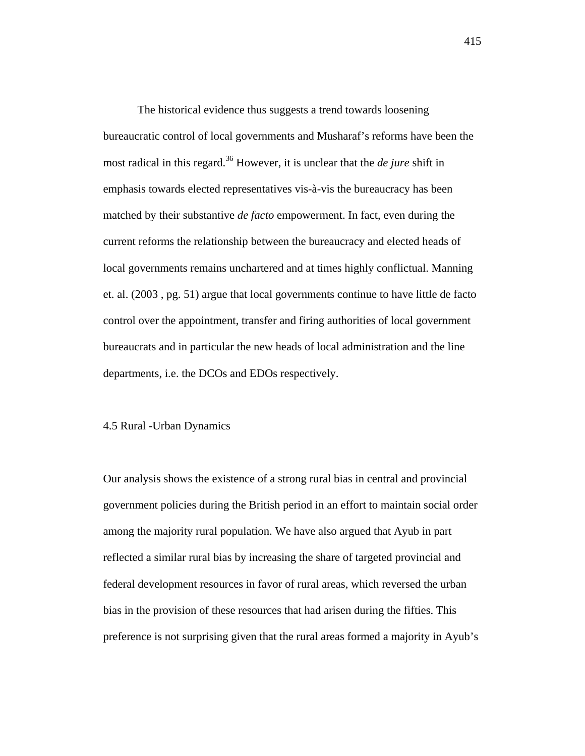The historical evidence thus suggests a trend towards loosening bureaucratic control of local governments and Musharaf's reforms have been the most radical in this regard.[36] However, it is unclear that the *de jure* shift in emphasis towards elected representatives vis-à-vis the bureaucracy has been matched by their substantive *de facto* empowerment. In fact, even during the current reforms the relationship between the bureaucracy and elected heads of local governments remains unchartered and at times highly conflictual. Manning et. al. (2003 , pg. 51) argue that local governments continue to have little de facto control over the appointment, transfer and firing authorities of local government bureaucrats and in particular the new heads of local administration and the line departments, i.e. the DCOs and EDOs respectively.

## 4.5 Rural -Urban Dynamics

Our analysis shows the existence of a strong rural bias in central and provincial government policies during the British period in an effort to maintain social order among the majority rural population. We have also argued that Ayub in part reflected a similar rural bias by increasing the share of targeted provincial and federal development resources in favor of rural areas, which reversed the urban bias in the provision of these resources that had arisen during the fifties. This preference is not surprising given that the rural areas formed a majority in Ayub's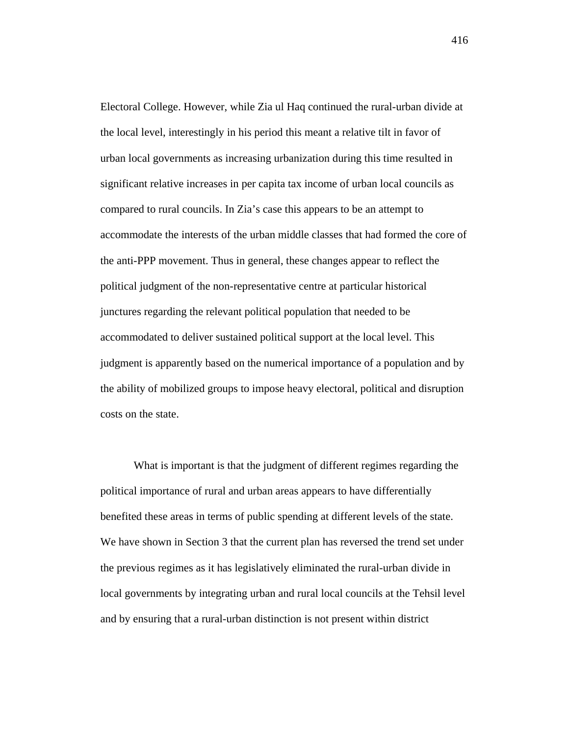Electoral College. However, while Zia ul Haq continued the rural-urban divide at the local level, interestingly in his period this meant a relative tilt in favor of urban local governments as increasing urbanization during this time resulted in significant relative increases in per capita tax income of urban local councils as compared to rural councils. In Zia's case this appears to be an attempt to accommodate the interests of the urban middle classes that had formed the core of the anti-PPP movement. Thus in general, these changes appear to reflect the political judgment of the non-representative centre at particular historical junctures regarding the relevant political population that needed to be accommodated to deliver sustained political support at the local level. This judgment is apparently based on the numerical importance of a population and by the ability of mobilized groups to impose heavy electoral, political and disruption costs on the state.

What is important is that the judgment of different regimes regarding the political importance of rural and urban areas appears to have differentially benefited these areas in terms of public spending at different levels of the state. We have shown in Section 3 that the current plan has reversed the trend set under the previous regimes as it has legislatively eliminated the rural-urban divide in local governments by integrating urban and rural local councils at the Tehsil level and by ensuring that a rural-urban distinction is not present within district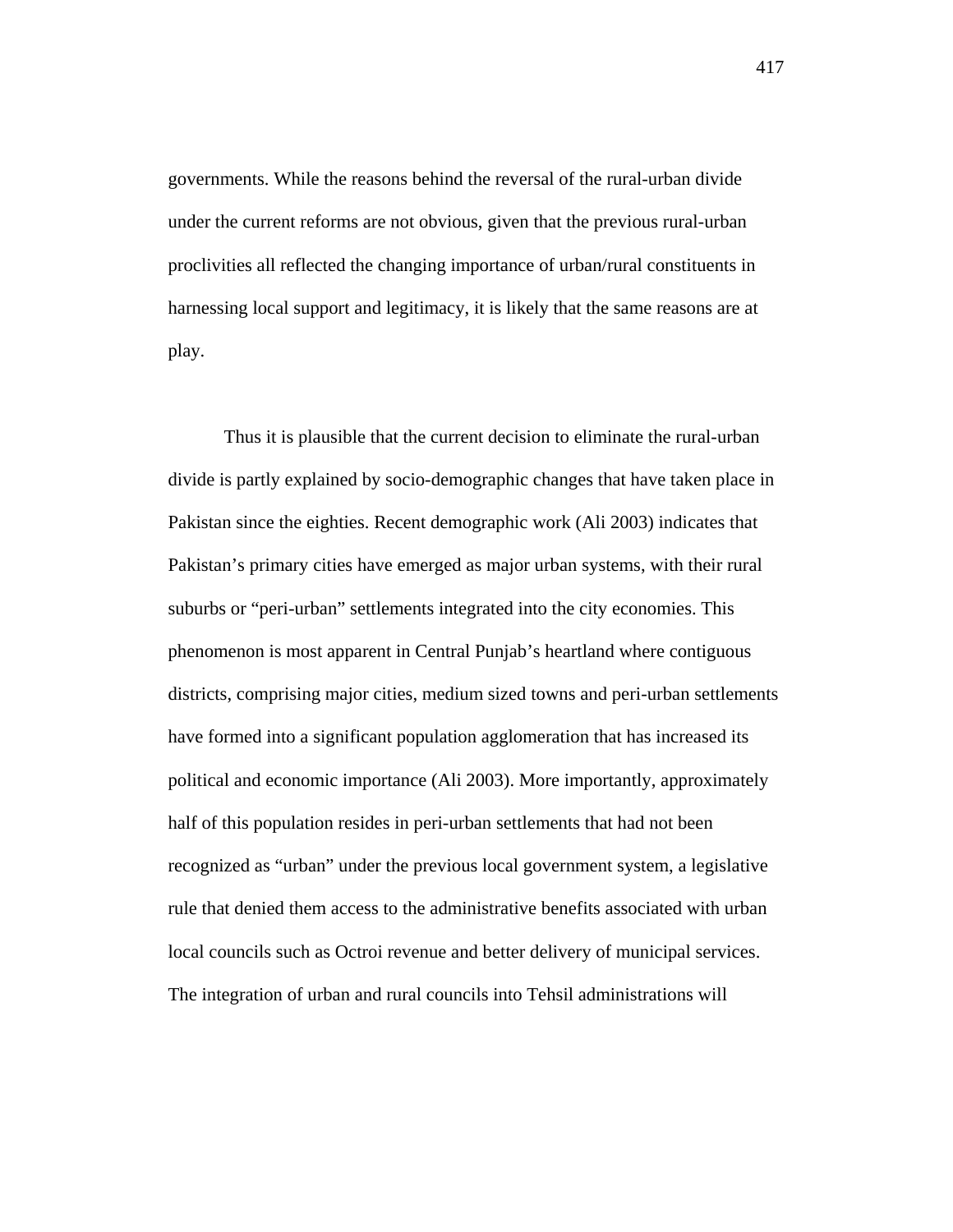governments. While the reasons behind the reversal of the rural-urban divide under the current reforms are not obvious, given that the previous rural-urban proclivities all reflected the changing importance of urban/rural constituents in harnessing local support and legitimacy, it is likely that the same reasons are at play.

Thus it is plausible that the current decision to eliminate the rural-urban divide is partly explained by socio-demographic changes that have taken place in Pakistan since the eighties. Recent demographic work (Ali 2003) indicates that Pakistan's primary cities have emerged as major urban systems, with their rural suburbs or "peri-urban" settlements integrated into the city economies. This phenomenon is most apparent in Central Punjab's heartland where contiguous districts, comprising major cities, medium sized towns and peri-urban settlements have formed into a significant population agglomeration that has increased its political and economic importance (Ali 2003). More importantly, approximately half of this population resides in peri-urban settlements that had not been recognized as "urban" under the previous local government system, a legislative rule that denied them access to the administrative benefits associated with urban local councils such as Octroi revenue and better delivery of municipal services. The integration of urban and rural councils into Tehsil administrations will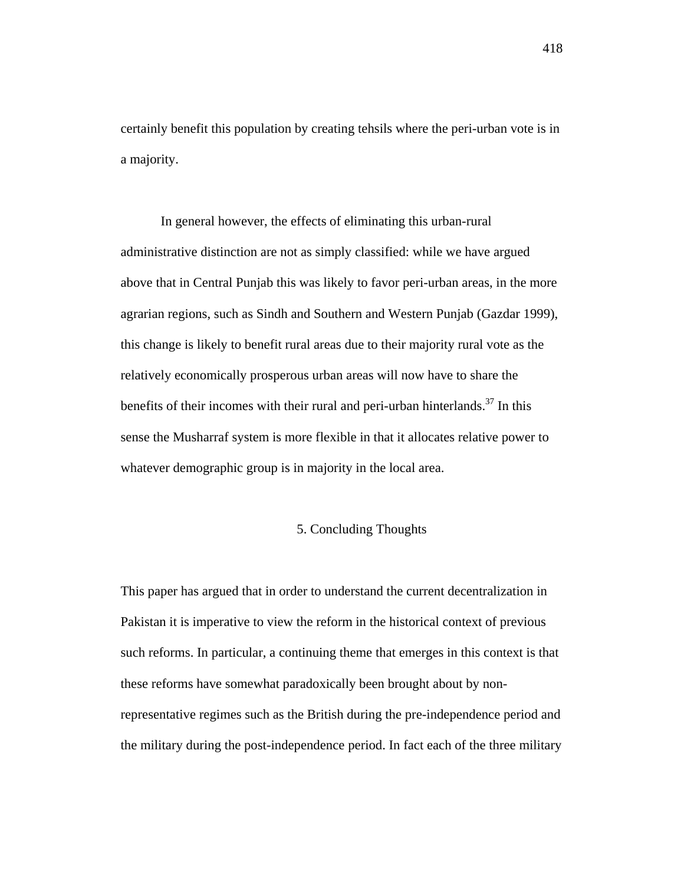certainly benefit this population by creating tehsils where the peri-urban vote is in a majority.

In general however, the effects of eliminating this urban-rural administrative distinction are not as simply classified: while we have argued above that in Central Punjab this was likely to favor peri-urban areas, in the more agrarian regions, such as Sindh and Southern and Western Punjab (Gazdar 1999), this change is likely to benefit rural areas due to their majority rural vote as the relatively economically prosperous urban areas will now have to share the benefits of their incomes with their rural and peri-urban hinterlands.[37] In this sense the Musharraf system is more flexible in that it allocates relative power to whatever demographic group is in majority in the local area.

## 5. Concluding Thoughts

This paper has argued that in order to understand the current decentralization in Pakistan it is imperative to view the reform in the historical context of previous such reforms. In particular, a continuing theme that emerges in this context is that these reforms have somewhat paradoxically been brought about by non-representative regimes such as the British during the pre-independence period and the military during the post-independence period. In fact each of the three military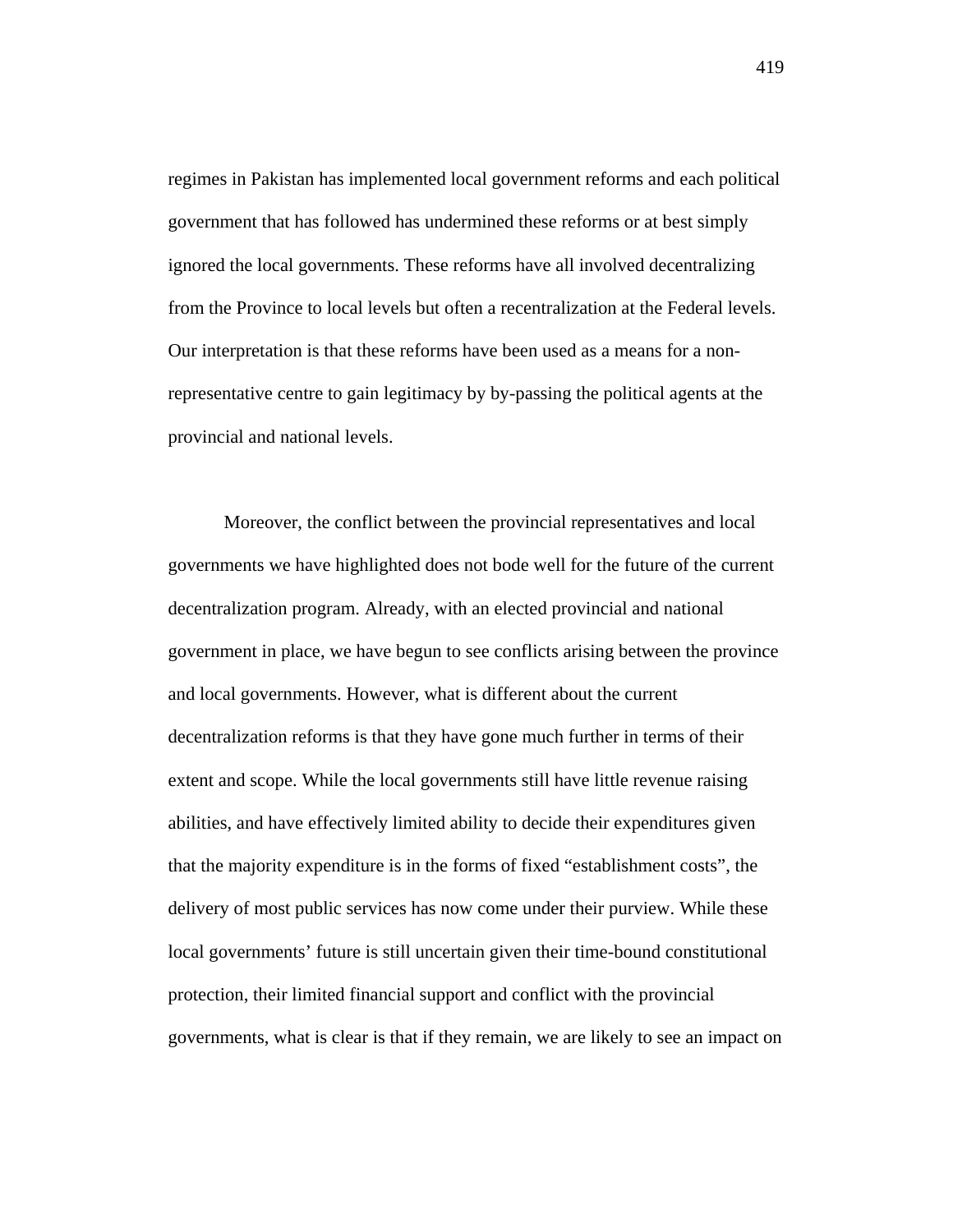regimes in Pakistan has implemented local government reforms and each political government that has followed has undermined these reforms or at best simply ignored the local governments. These reforms have all involved decentralizing from the Province to local levels but often a recentralization at the Federal levels. Our interpretation is that these reforms have been used as a means for a non-representative centre to gain legitimacy by by-passing the political agents at the provincial and national levels.

Moreover, the conflict between the provincial representatives and local governments we have highlighted does not bode well for the future of the current decentralization program. Already, with an elected provincial and national government in place, we have begun to see conflicts arising between the province and local governments. However, what is different about the current decentralization reforms is that they have gone much further in terms of their extent and scope. While the local governments still have little revenue raising abilities, and have effectively limited ability to decide their expenditures given that the majority expenditure is in the forms of fixed "establishment costs", the delivery of most public services has now come under their purview. While these local governments' future is still uncertain given their time-bound constitutional protection, their limited financial support and conflict with the provincial governments, what is clear is that if they remain, we are likely to see an impact on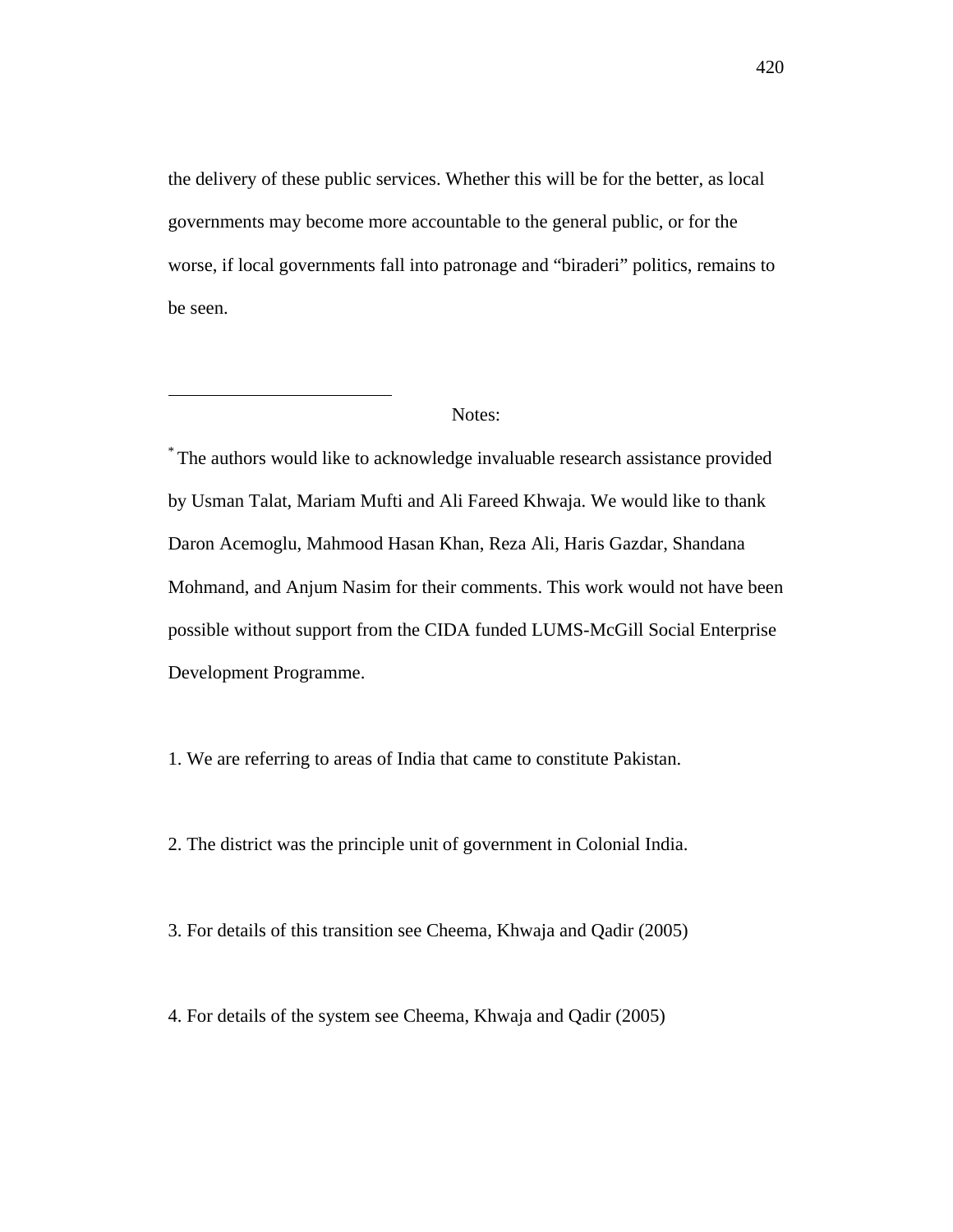the delivery of these public services. Whether this will be for the better, as local governments may become more accountable to the general public, or for the worse, if local governments fall into patronage and “biraderi” politics, remains to be seen.

---

Notes:

* The authors would like to acknowledge invaluable research assistance provided by Usman Talat, Mariam Mufti and Ali Fareed Khwaja. We would like to thank Daron Acemoglu, Mahmood Hasan Khan, Reza Ali, Haris Gazdar, Shandana Mohmand, and Anjum Nasim for their comments. This work would not have been possible without support from the CIDA funded LUMS-McGill Social Enterprise Development Programme.

1. We are referring to areas of India that came to constitute Pakistan.

2. The district was the principle unit of government in Colonial India.

3. For details of this transition see Cheema, Khwaja and Qadir (2005)

4. For details of the system see Cheema, Khwaja and Qadir (2005)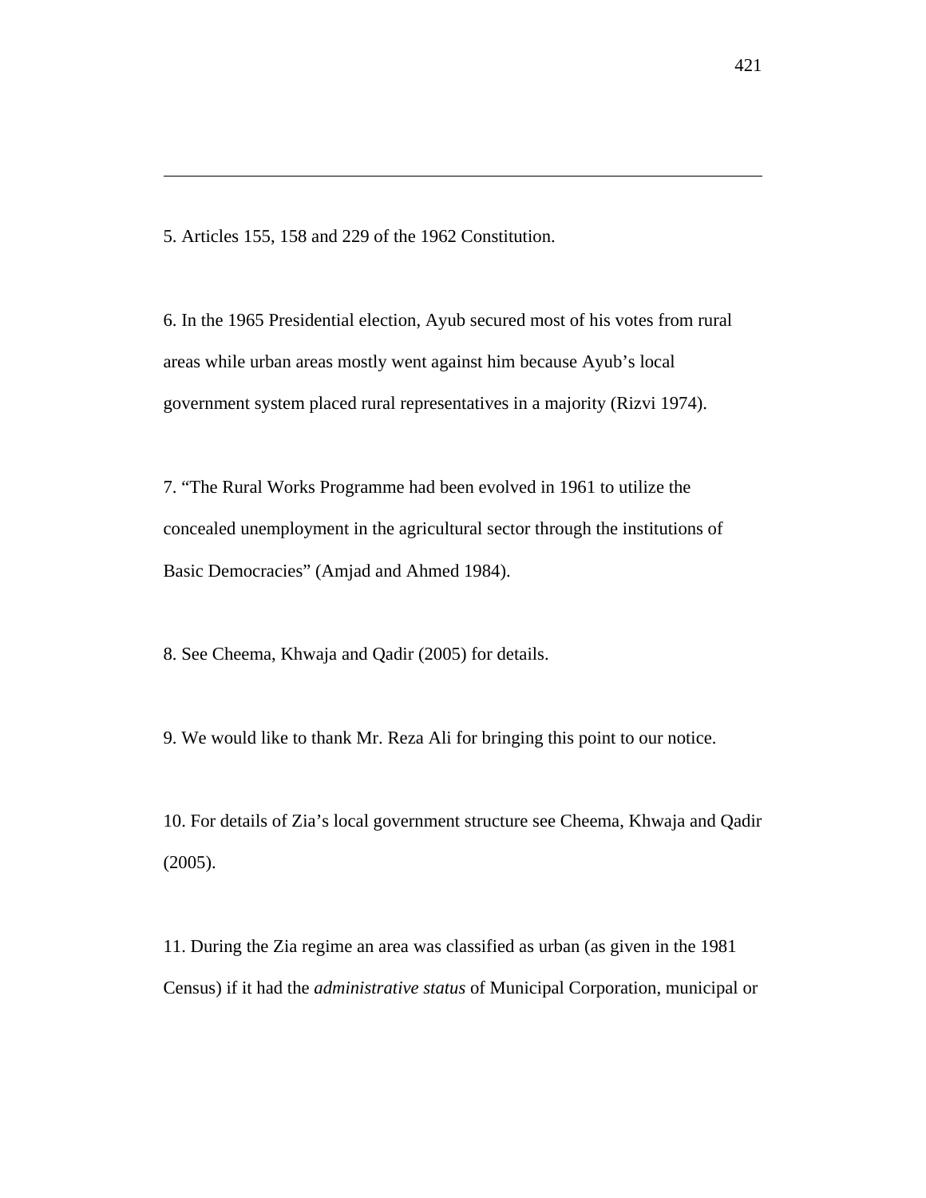5. Articles 155, 158 and 229 of the 1962 Constitution.

6. In the 1965 Presidential election, Ayub secured most of his votes from rural areas while urban areas mostly went against him because Ayub's local government system placed rural representatives in a majority (Rizvi 1974).

7. "The Rural Works Programme had been evolved in 1961 to utilize the concealed unemployment in the agricultural sector through the institutions of Basic Democracies" (Amjad and Ahmed 1984).

8. See Cheema, Khwaja and Qadir (2005) for details.

9. We would like to thank Mr. Reza Ali for bringing this point to our notice.

10. For details of Zia's local government structure see Cheema, Khwaja and Qadir (2005).

11. During the Zia regime an area was classified as urban (as given in the 1981 Census) if it had the *administrative status* of Municipal Corporation, municipal or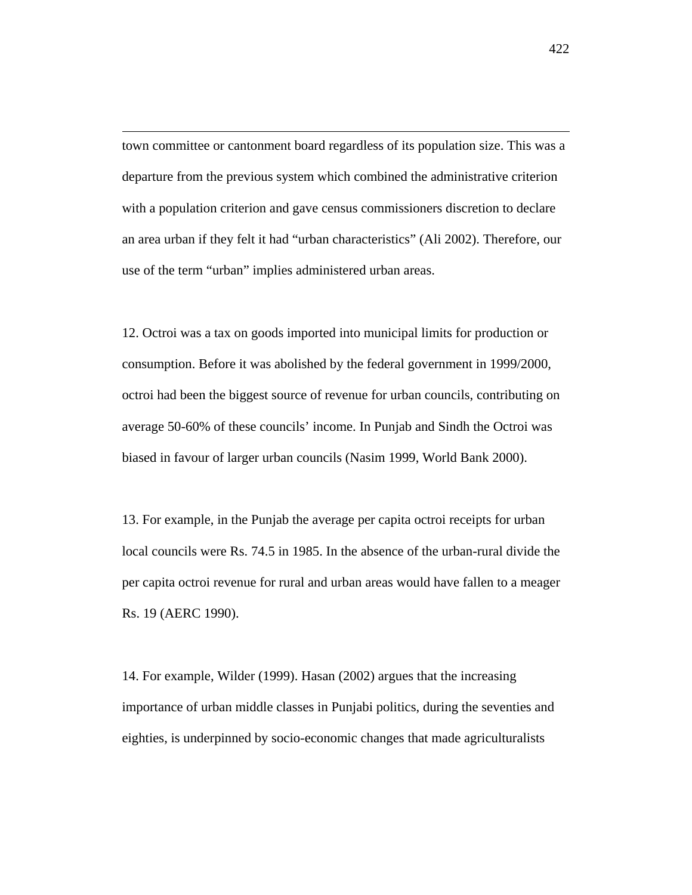town committee or cantonment board regardless of its population size. This was a departure from the previous system which combined the administrative criterion with a population criterion and gave census commissioners discretion to declare an area urban if they felt it had "urban characteristics" (Ali 2002). Therefore, our use of the term "urban" implies administered urban areas.

12. Octroi was a tax on goods imported into municipal limits for production or consumption. Before it was abolished by the federal government in 1999/2000, octroi had been the biggest source of revenue for urban councils, contributing on average 50-60% of these councils' income. In Punjab and Sindh the Octroi was biased in favour of larger urban councils (Nasim 1999, World Bank 2000).

13. For example, in the Punjab the average per capita octroi receipts for urban local councils were Rs. 74.5 in 1985. In the absence of the urban-rural divide the per capita octroi revenue for rural and urban areas would have fallen to a meager Rs. 19 (AERC 1990).

14. For example, Wilder (1999). Hasan (2002) argues that the increasing importance of urban middle classes in Punjabi politics, during the seventies and eighties, is underpinned by socio-economic changes that made agriculturalists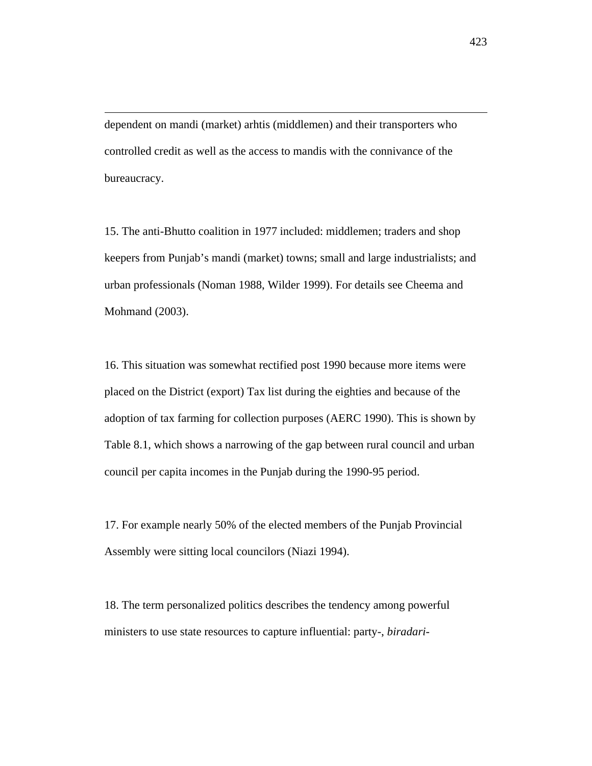dependent on mandi (market) arhtis (middlemen) and their transporters who controlled credit as well as the access to mandis with the connivance of the bureaucracy.

15. The anti-Bhutto coalition in 1977 included: middlemen; traders and shop keepers from Punjab's mandi (market) towns; small and large industrialists; and urban professionals (Noman 1988, Wilder 1999). For details see Cheema and Mohmand (2003).

16. This situation was somewhat rectified post 1990 because more items were placed on the District (export) Tax list during the eighties and because of the adoption of tax farming for collection purposes (AERC 1990). This is shown by Table 8.1, which shows a narrowing of the gap between rural council and urban council per capita incomes in the Punjab during the 1990-95 period.

17. For example nearly 50% of the elected members of the Punjab Provincial Assembly were sitting local councilors (Niazi 1994).

18. The term personalized politics describes the tendency among powerful ministers to use state resources to capture influential: party-, *biradari*-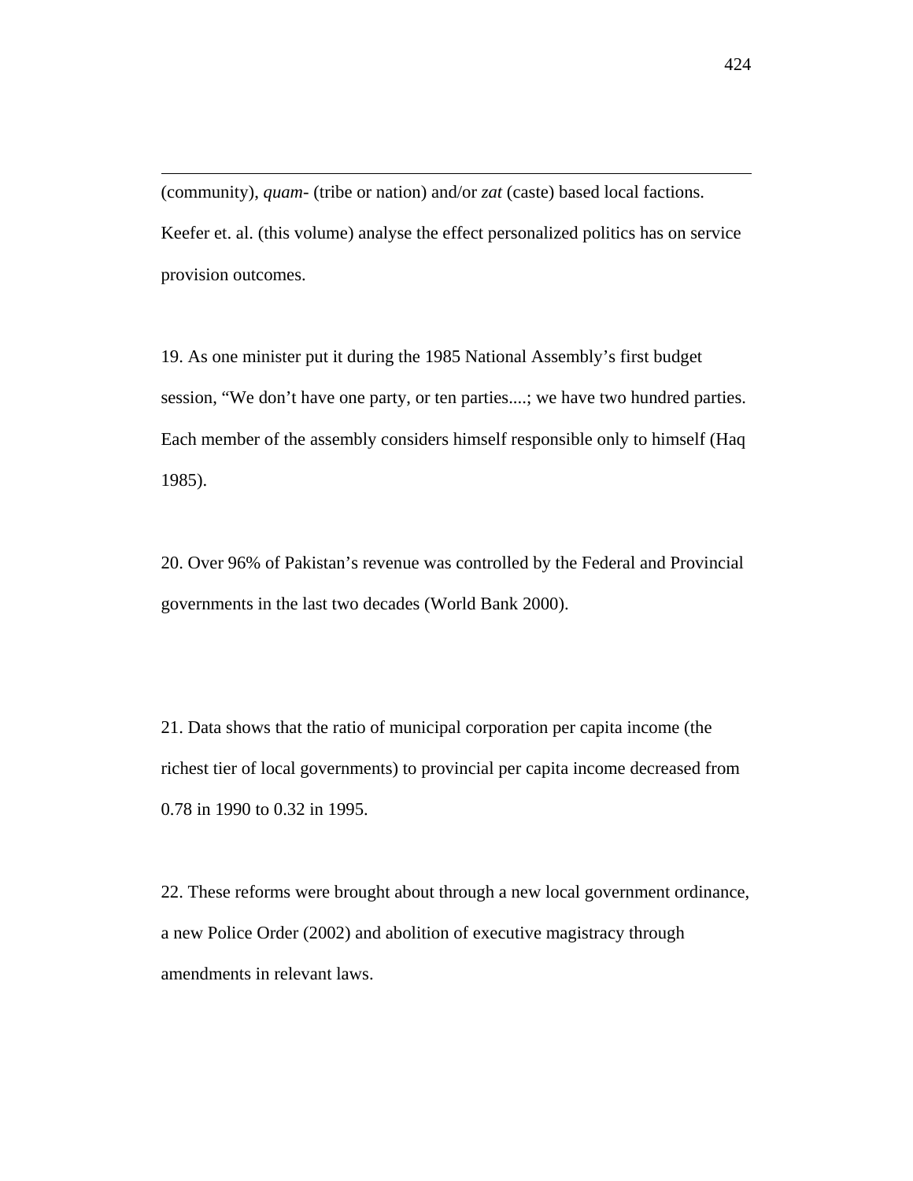(community), *quam*- (tribe or nation) and/or *zat* (caste) based local factions. Keefer et. al. (this volume) analyse the effect personalized politics has on service provision outcomes.

19. As one minister put it during the 1985 National Assembly's first budget session, "We don't have one party, or ten parties....; we have two hundred parties. Each member of the assembly considers himself responsible only to himself (Haq 1985).

20. Over 96% of Pakistan's revenue was controlled by the Federal and Provincial governments in the last two decades (World Bank 2000).

21. Data shows that the ratio of municipal corporation per capita income (the richest tier of local governments) to provincial per capita income decreased from 0.78 in 1990 to 0.32 in 1995.

22. These reforms were brought about through a new local government ordinance, a new Police Order (2002) and abolition of executive magistracy through amendments in relevant laws.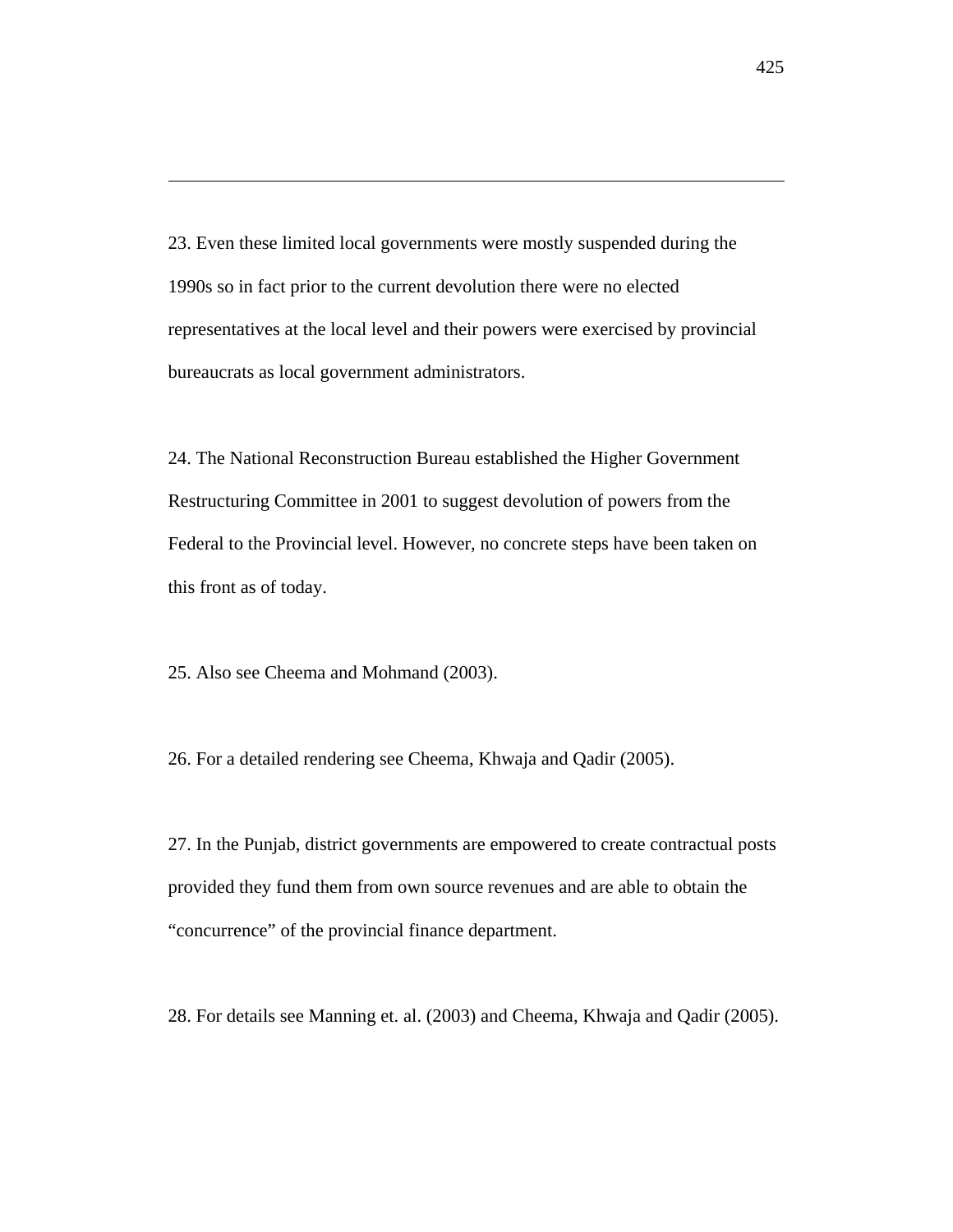23. Even these limited local governments were mostly suspended during the 1990s so in fact prior to the current devolution there were no elected representatives at the local level and their powers were exercised by provincial bureaucrats as local government administrators.

24. The National Reconstruction Bureau established the Higher Government Restructuring Committee in 2001 to suggest devolution of powers from the Federal to the Provincial level. However, no concrete steps have been taken on this front as of today.

25. Also see Cheema and Mohmand (2003).

26. For a detailed rendering see Cheema, Khwaja and Qadir (2005).

27. In the Punjab, district governments are empowered to create contractual posts provided they fund them from own source revenues and are able to obtain the "concurrence" of the provincial finance department.

28. For details see Manning et. al. (2003) and Cheema, Khwaja and Qadir (2005).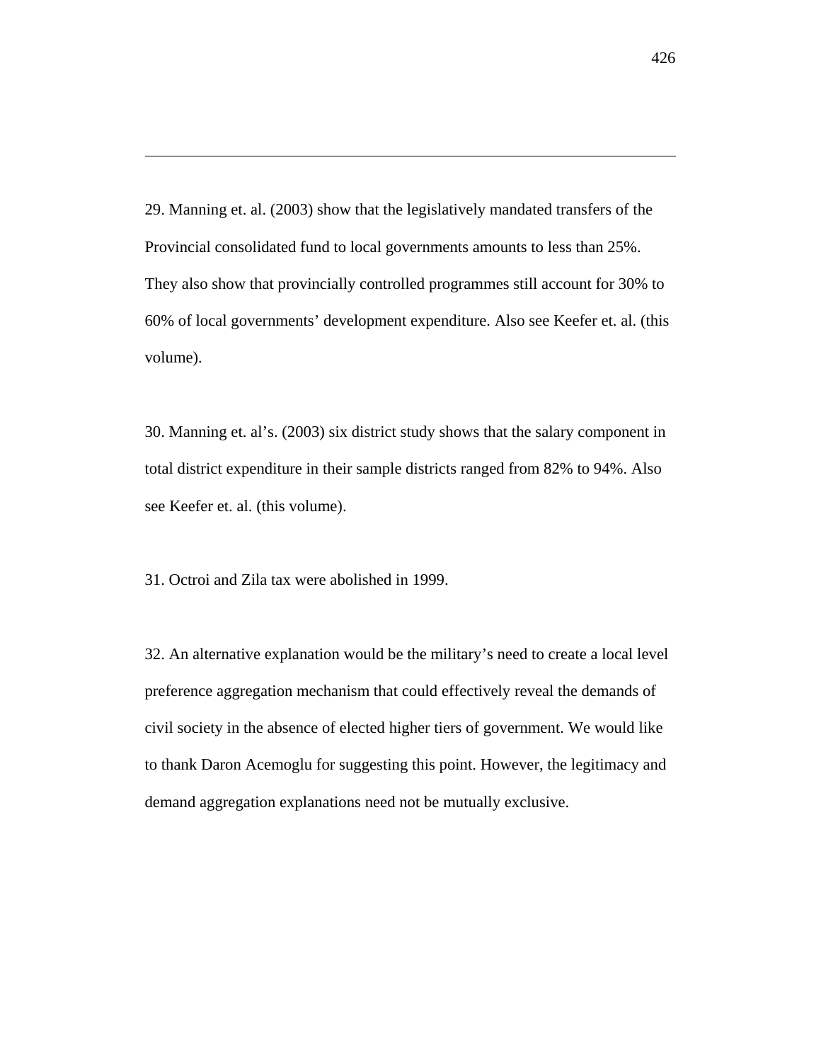29. Manning et. al. (2003) show that the legislatively mandated transfers of the Provincial consolidated fund to local governments amounts to less than 25%. They also show that provincially controlled programmes still account for 30% to 60% of local governments' development expenditure. Also see Keefer et. al. (this volume).

30. Manning et. al's. (2003) six district study shows that the salary component in total district expenditure in their sample districts ranged from 82% to 94%. Also see Keefer et. al. (this volume).

31. Octroi and Zila tax were abolished in 1999.

32. An alternative explanation would be the military's need to create a local level preference aggregation mechanism that could effectively reveal the demands of civil society in the absence of elected higher tiers of government. We would like to thank Daron Acemoglu for suggesting this point. However, the legitimacy and demand aggregation explanations need not be mutually exclusive.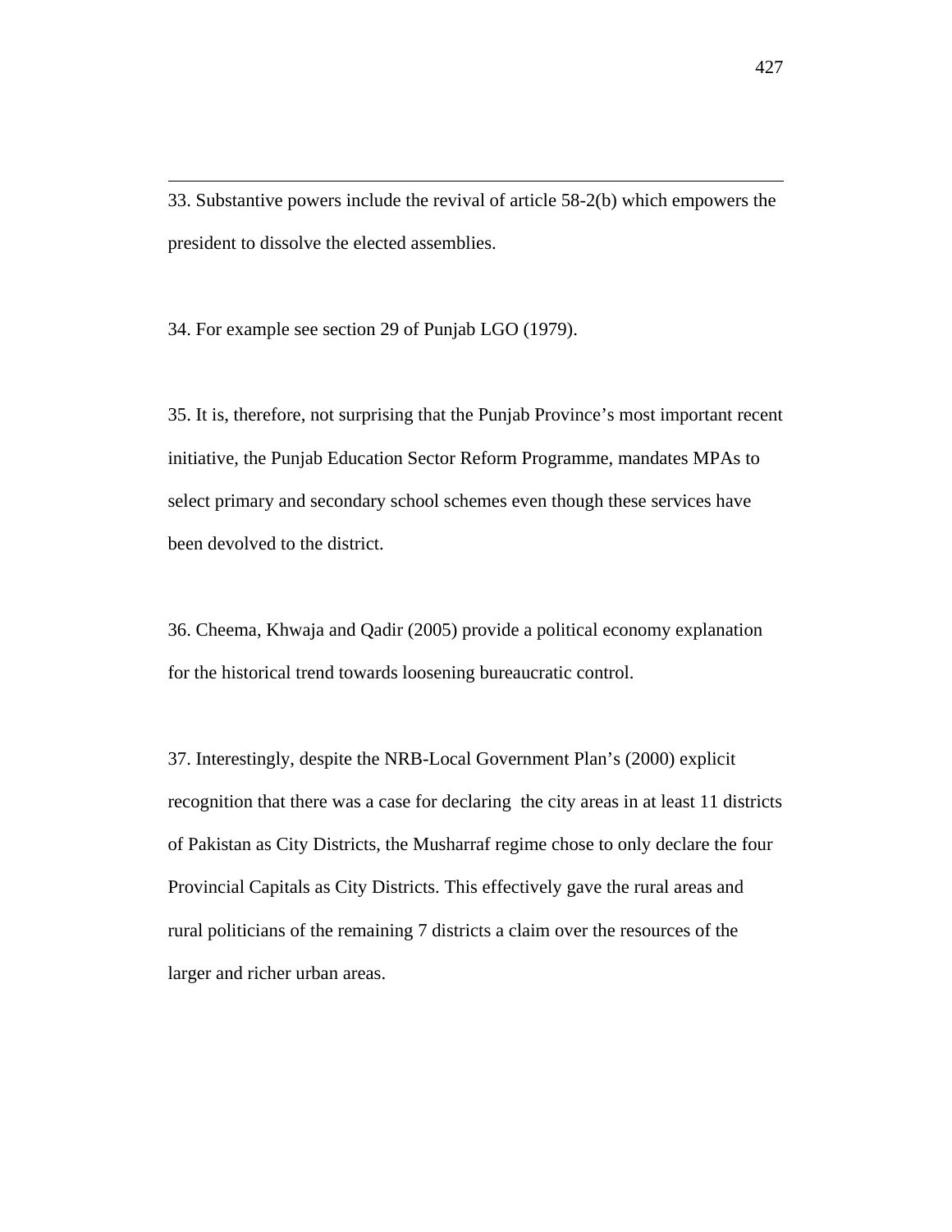33. Substantive powers include the revival of article 58-2(b) which empowers the president to dissolve the elected assemblies.

34. For example see section 29 of Punjab LGO (1979).

35. It is, therefore, not surprising that the Punjab Province's most important recent initiative, the Punjab Education Sector Reform Programme, mandates MPAs to select primary and secondary school schemes even though these services have been devolved to the district.

36. Cheema, Khwaja and Qadir (2005) provide a political economy explanation for the historical trend towards loosening bureaucratic control.

37. Interestingly, despite the NRB-Local Government Plan's (2000) explicit recognition that there was a case for declaring the city areas in at least 11 districts of Pakistan as City Districts, the Musharraf regime chose to only declare the four Provincial Capitals as City Districts. This effectively gave the rural areas and rural politicians of the remaining 7 districts a claim over the resources of the larger and richer urban areas.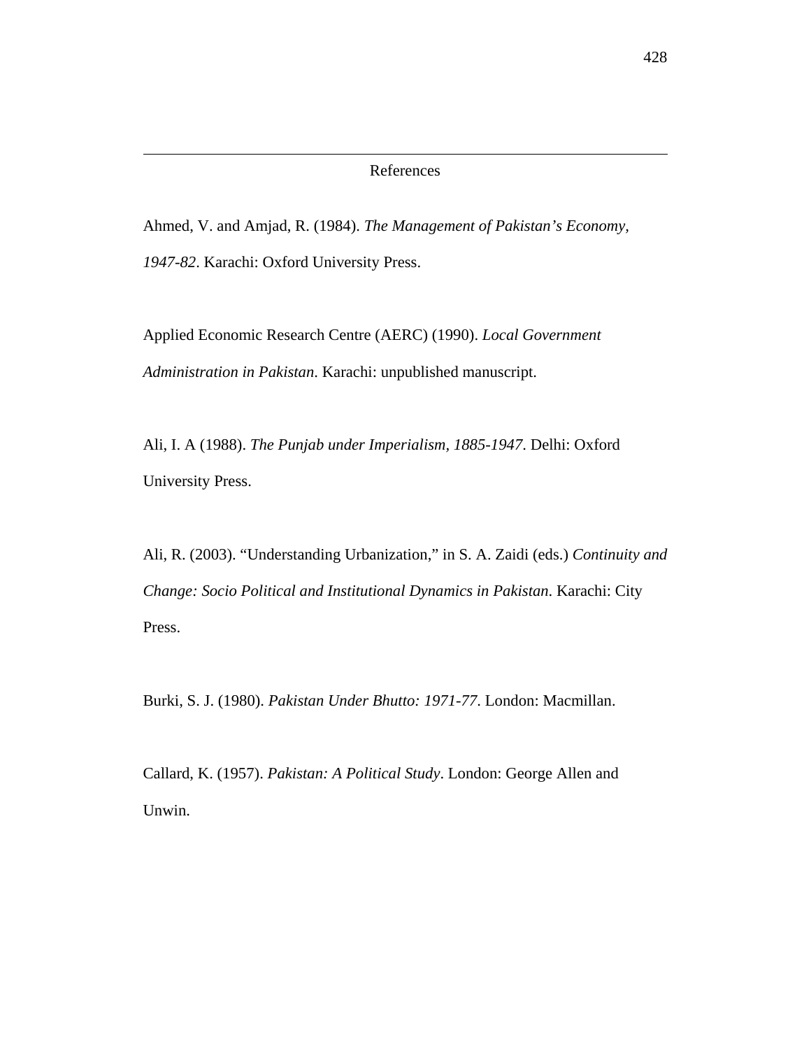## References

Ahmed, V. and Amjad, R. (1984). *The Management of Pakistan's Economy, 1947-82*. Karachi: Oxford University Press.

Applied Economic Research Centre (AERC) (1990). *Local Government Administration in Pakistan*. Karachi: unpublished manuscript.

Ali, I. A (1988). *The Punjab under Imperialism, 1885-1947*. Delhi: Oxford University Press.

Ali, R. (2003). "Understanding Urbanization," in S. A. Zaidi (eds.) *Continuity and Change: Socio Political and Institutional Dynamics in Pakistan*. Karachi: City Press.

Burki, S. J. (1980). *Pakistan Under Bhutto: 1971-77*. London: Macmillan.

Callard, K. (1957). *Pakistan: A Political Study*. London: George Allen and Unwin.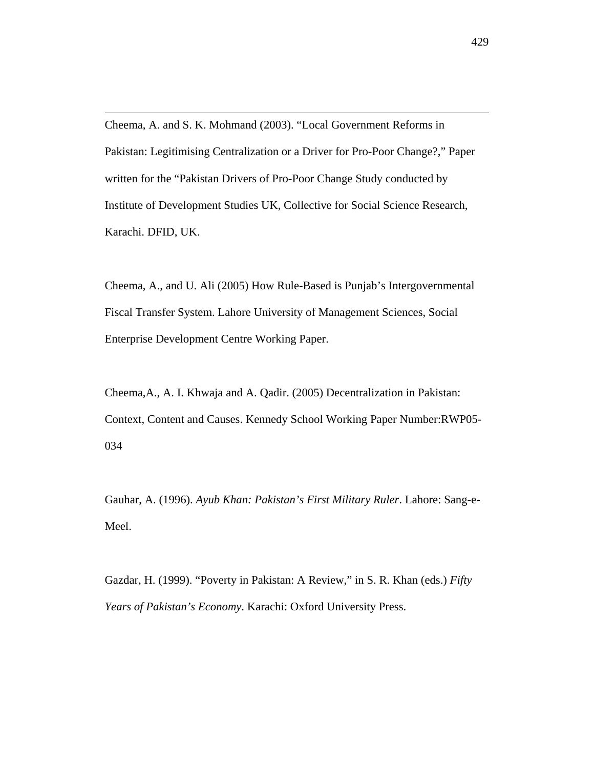Cheema, A. and S. K. Mohmand (2003). "Local Government Reforms in Pakistan: Legitimising Centralization or a Driver for Pro-Poor Change?," Paper written for the "Pakistan Drivers of Pro-Poor Change Study conducted by Institute of Development Studies UK, Collective for Social Science Research, Karachi. DFID, UK.

Cheema, A., and U. Ali (2005) How Rule-Based is Punjab's Intergovernmental Fiscal Transfer System. Lahore University of Management Sciences, Social Enterprise Development Centre Working Paper.

Cheema,A., A. I. Khwaja and A. Qadir. (2005) Decentralization in Pakistan: Context, Content and Causes. Kennedy School Working Paper Number:RWP05-034

Gauhar, A. (1996). *Ayub Khan: Pakistan's First Military Ruler*. Lahore: Sang-e-Meel.

Gazdar, H. (1999). "Poverty in Pakistan: A Review," in S. R. Khan (eds.) *Fifty Years of Pakistan's Economy*. Karachi: Oxford University Press.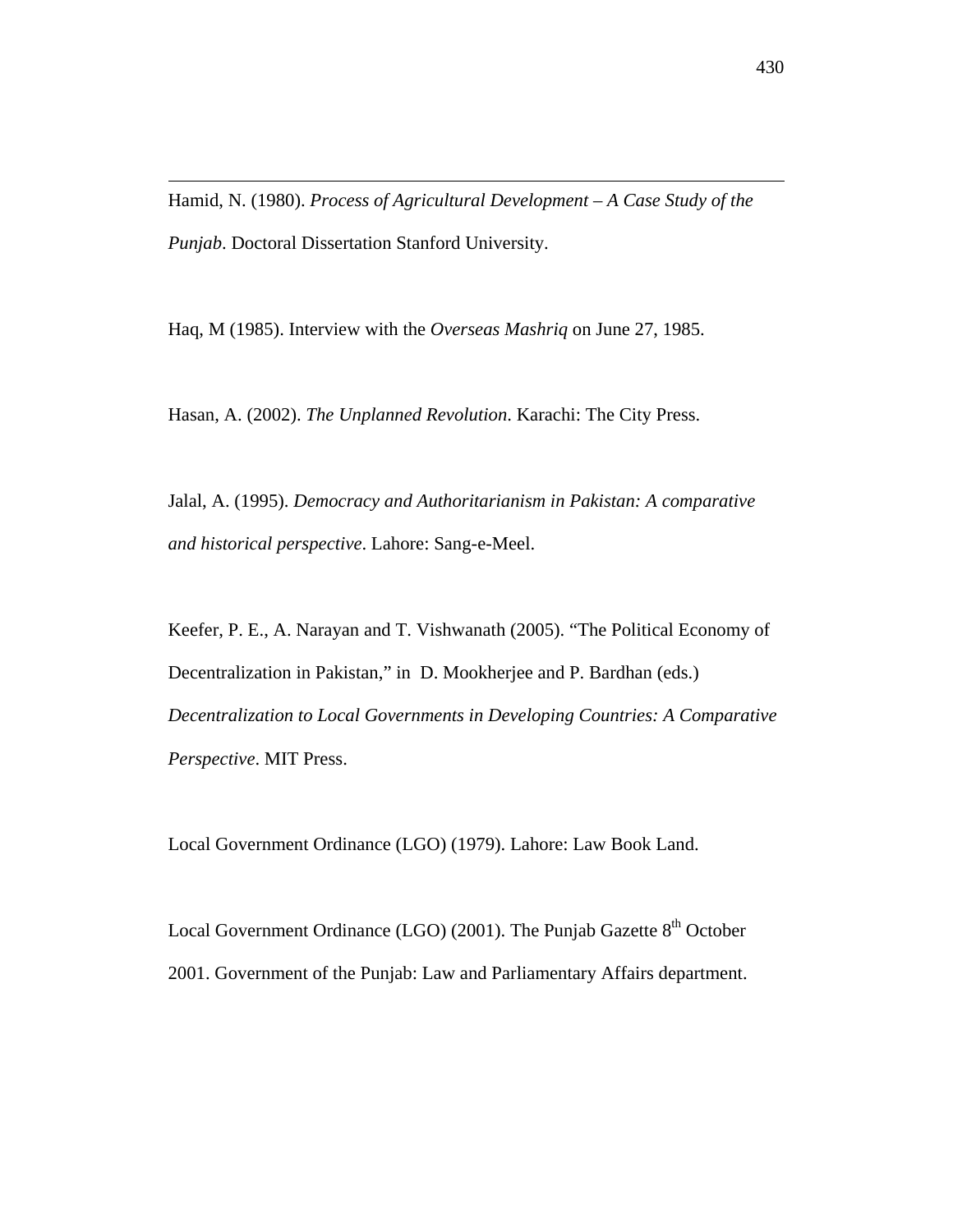Hamid, N. (1980). *Process of Agricultural Development – A Case Study of the Punjab*. Doctoral Dissertation Stanford University.

Haq, M (1985). Interview with the *Overseas Mashriq* on June 27, 1985.

Hasan, A. (2002). *The Unplanned Revolution*. Karachi: The City Press.

Jalal, A. (1995). *Democracy and Authoritarianism in Pakistan: A comparative and historical perspective*. Lahore: Sang-e-Meel.

Keefer, P. E., A. Narayan and T. Vishwanath (2005). "The Political Economy of Decentralization in Pakistan," in D. Mookherjee and P. Bardhan (eds.) *Decentralization to Local Governments in Developing Countries: A Comparative Perspective*. MIT Press.

Local Government Ordinance (LGO) (1979). Lahore: Law Book Land.

Local Government Ordinance (LGO) (2001). The Punjab Gazette 8th October 2001. Government of the Punjab: Law and Parliamentary Affairs department.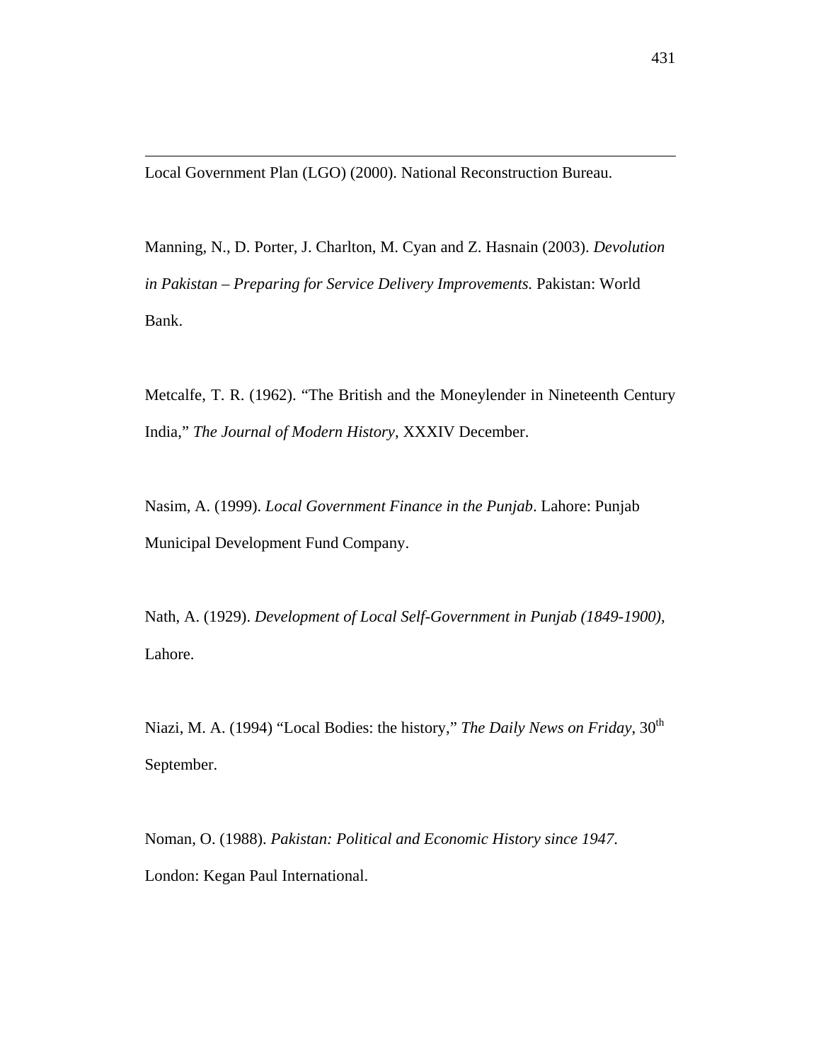Local Government Plan (LGO) (2000). National Reconstruction Bureau.

Manning, N., D. Porter, J. Charlton, M. Cyan and Z. Hasnain (2003). *Devolution in Pakistan – Preparing for Service Delivery Improvements.* Pakistan: World Bank.

Metcalfe, T. R. (1962). "The British and the Moneylender in Nineteenth Century India," *The Journal of Modern History*, XXXIV December.

Nasim, A. (1999). *Local Government Finance in the Punjab*. Lahore: Punjab Municipal Development Fund Company.

Nath, A. (1929). *Development of Local Self-Government in Punjab (1849-1900)*, Lahore.

Niazi, M. A. (1994) "Local Bodies: the history," *The Daily News on Friday*, 30th September.

Noman, O. (1988). *Pakistan: Political and Economic History since 1947*. London: Kegan Paul International.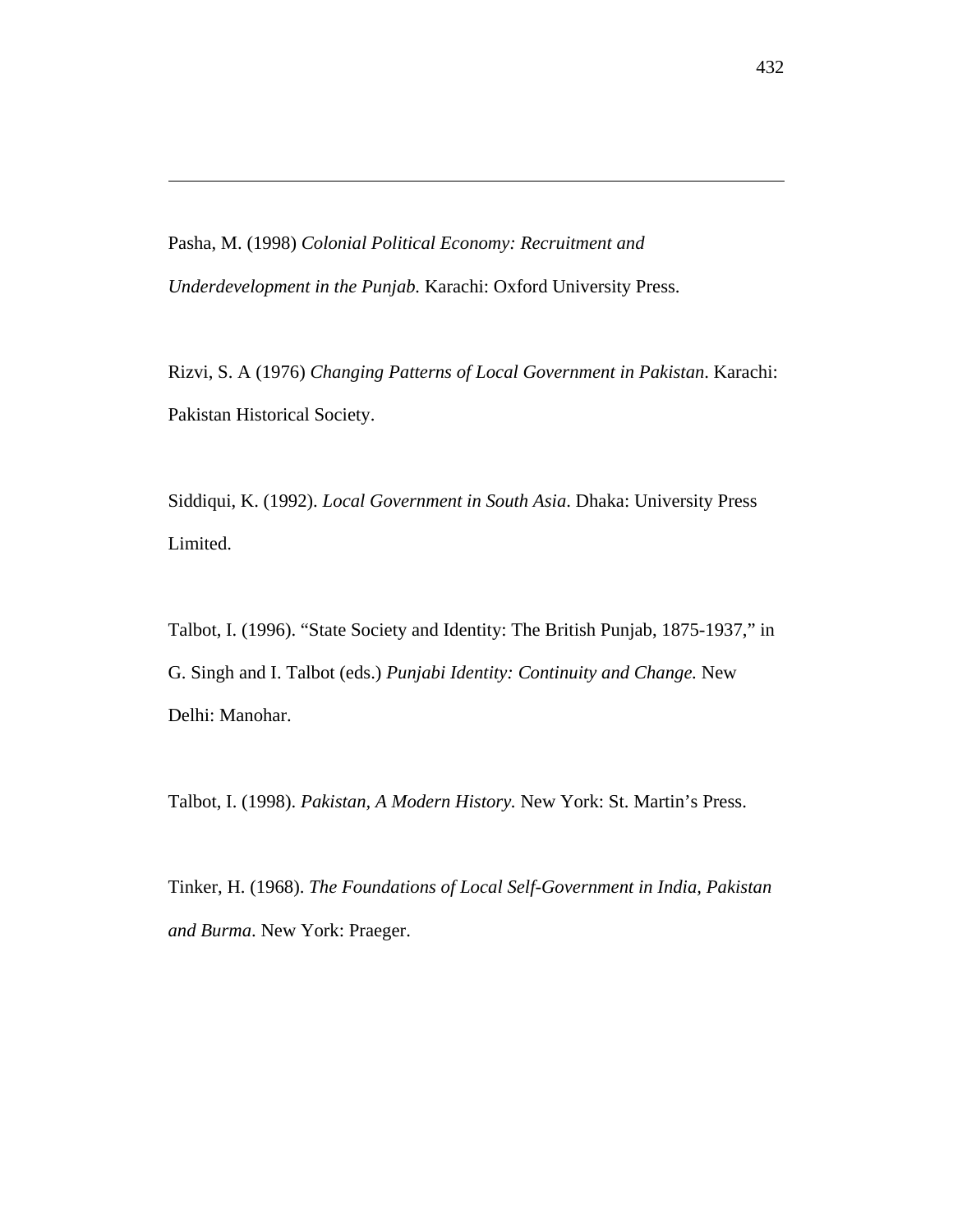Pasha, M. (1998) *Colonial Political Economy: Recruitment and Underdevelopment in the Punjab.* Karachi: Oxford University Press.

Rizvi, S. A (1976) *Changing Patterns of Local Government in Pakistan*. Karachi: Pakistan Historical Society.

Siddiqui, K. (1992). *Local Government in South Asia*. Dhaka: University Press Limited.

Talbot, I. (1996). "State Society and Identity: The British Punjab, 1875-1937," in G. Singh and I. Talbot (eds.) *Punjabi Identity: Continuity and Change.* New Delhi: Manohar.

Talbot, I. (1998). *Pakistan, A Modern History.* New York: St. Martin's Press.

Tinker, H. (1968). *The Foundations of Local Self-Government in India, Pakistan and Burma*. New York: Praeger.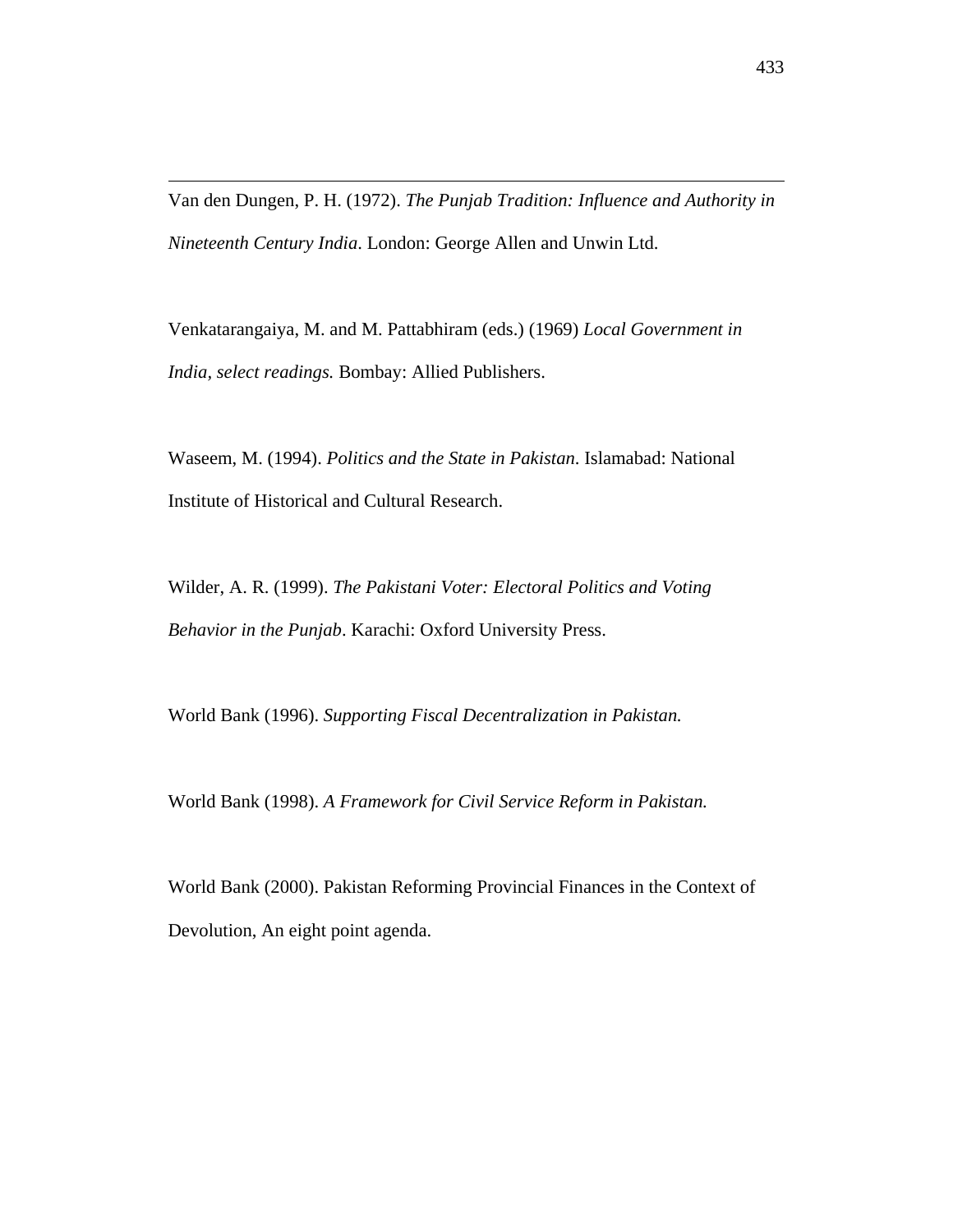Van den Dungen, P. H. (1972). *The Punjab Tradition: Influence and Authority in Nineteenth Century India*. London: George Allen and Unwin Ltd.

Venkatarangaiya, M. and M. Pattabhiram (eds.) (1969) *Local Government in India, select readings.* Bombay: Allied Publishers.

Waseem, M. (1994). *Politics and the State in Pakistan*. Islamabad: National Institute of Historical and Cultural Research.

Wilder, A. R. (1999). *The Pakistani Voter: Electoral Politics and Voting Behavior in the Punjab*. Karachi: Oxford University Press.

World Bank (1996). *Supporting Fiscal Decentralization in Pakistan.*

World Bank (1998). *A Framework for Civil Service Reform in Pakistan.*

World Bank (2000). Pakistan Reforming Provincial Finances in the Context of Devolution, An eight point agenda.